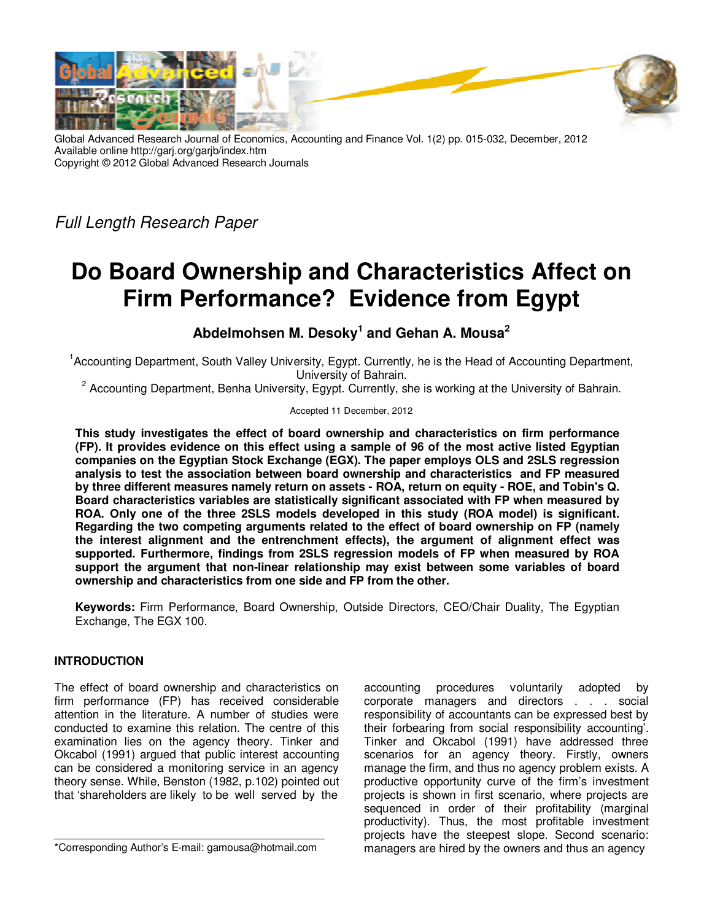Global Advanced Research Journal of Economics, Accounting and Finance Vol. 1(2) pp. 015-032, December, 2012
Available online http://garj.org/garjb/index.htm
Copyright © 2012 Global Advanced Research Journals

*Full Length Research Paper*

# Do Board Ownership and Characteristics Affect on Firm Performance? Evidence from Egypt

**Abdelmohsen M. Desoky[1] and Gehan A. Mousa[2]**

[1]Accounting Department, South Valley University, Egypt. Currently, he is the Head of Accounting Department, University of Bahrain.

[2] Accounting Department, Benha University, Egypt. Currently, she is working at the University of Bahrain.

Accepted 11 December, 2012

**This study investigates the effect of board ownership and characteristics on firm performance (FP). It provides evidence on this effect using a sample of 96 of the most active listed Egyptian companies on the Egyptian Stock Exchange (EGX). The paper employs OLS and 2SLS regression analysis to test the association between board ownership and characteristics and FP measured by three different measures namely return on assets - ROA, return on equity - ROE, and Tobin's Q. Board characteristics variables are statistically significant associated with FP when measured by ROA. Only one of the three 2SLS models developed in this study (ROA model) is significant. Regarding the two competing arguments related to the effect of board ownership on FP (namely the interest alignment and the entrenchment effects), the argument of alignment effect was supported. Furthermore, findings from 2SLS regression models of FP when measured by ROA support the argument that non-linear relationship may exist between some variables of board ownership and characteristics from one side and FP from the other.**

**Keywords:** Firm Performance, Board Ownership, Outside Directors, CEO/Chair Duality, The Egyptian Exchange, The EGX 100.

## INTRODUCTION

The effect of board ownership and characteristics on firm performance (FP) has received considerable attention in the literature. A number of studies were conducted to examine this relation. The centre of this examination lies on the agency theory. Tinker and Okcabol (1991) argued that public interest accounting can be considered a monitoring service in an agency theory sense. While, Benston (1982, p.102) pointed out that 'shareholders are likely to be well served by the accounting procedures voluntarily adopted by corporate managers and directors . . . social responsibility of accountants can be expressed best by their forbearing from social responsibility accounting'. Tinker and Okcabol (1991) have addressed three scenarios for an agency theory. Firstly, owners manage the firm, and thus no agency problem exists. A productive opportunity curve of the firm's investment projects is shown in first scenario, where projects are sequenced in order of their profitability (marginal productivity). Thus, the most profitable investment projects have the steepest slope. Second scenario: managers are hired by the owners and thus an agency

*Corresponding Author's E-mail: gamousa@hotmail.com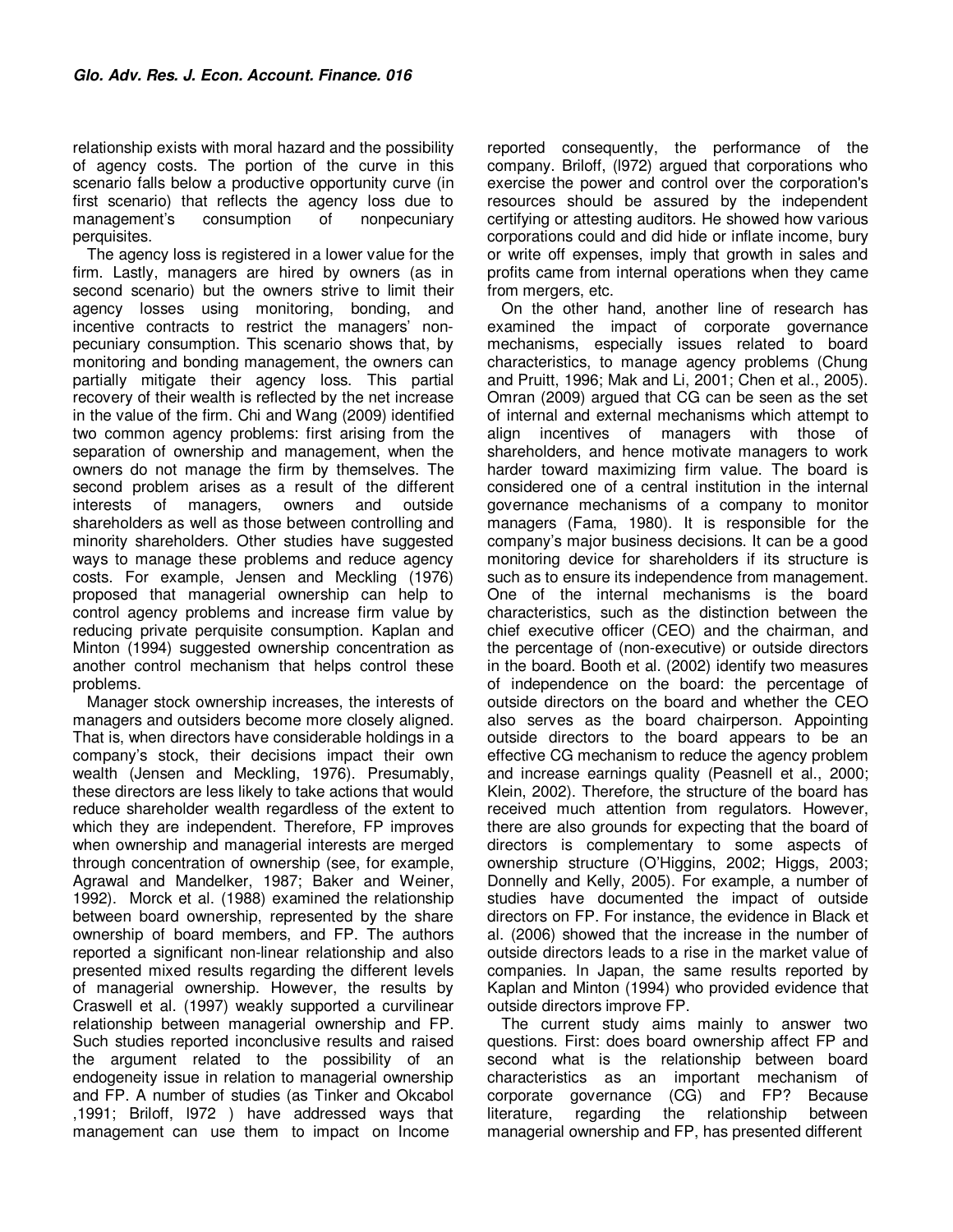relationship exists with moral hazard and the possibility of agency costs. The portion of the curve in this scenario falls below a productive opportunity curve (in first scenario) that reflects the agency loss due to management's consumption of nonpecuniary perquisites.

The agency loss is registered in a lower value for the firm. Lastly, managers are hired by owners (as in second scenario) but the owners strive to limit their agency losses using monitoring, bonding, and incentive contracts to restrict the managers' non-pecuniary consumption. This scenario shows that, by monitoring and bonding management, the owners can partially mitigate their agency loss. This partial recovery of their wealth is reflected by the net increase in the value of the firm. Chi and Wang (2009) identified two common agency problems: first arising from the separation of ownership and management, when the owners do not manage the firm by themselves. The second problem arises as a result of the different interests of managers, owners and outside shareholders as well as those between controlling and minority shareholders. Other studies have suggested ways to manage these problems and reduce agency costs. For example, Jensen and Meckling (1976) proposed that managerial ownership can help to control agency problems and increase firm value by reducing private perquisite consumption. Kaplan and Minton (1994) suggested ownership concentration as another control mechanism that helps control these problems.

Manager stock ownership increases, the interests of managers and outsiders become more closely aligned. That is, when directors have considerable holdings in a company's stock, their decisions impact their own wealth (Jensen and Meckling, 1976). Presumably, these directors are less likely to take actions that would reduce shareholder wealth regardless of the extent to which they are independent. Therefore, FP improves when ownership and managerial interests are merged through concentration of ownership (see, for example, Agrawal and Mandelker, 1987; Baker and Weiner, 1992). Morck et al. (1988) examined the relationship between board ownership, represented by the share ownership of board members, and FP. The authors reported a significant non-linear relationship and also presented mixed results regarding the different levels of managerial ownership. However, the results by Craswell et al. (1997) weakly supported a curvilinear relationship between managerial ownership and FP. Such studies reported inconclusive results and raised the argument related to the possibility of an endogeneity issue in relation to managerial ownership and FP. A number of studies (as Tinker and Okcabol ,1991; Briloff, l972 ) have addressed ways that management can use them to impact on Income reported consequently, the performance of the company. Briloff, (l972) argued that corporations who exercise the power and control over the corporation's resources should be assured by the independent certifying or attesting auditors. He showed how various corporations could and did hide or inflate income, bury or write off expenses, imply that growth in sales and profits came from internal operations when they came from mergers, etc.

On the other hand, another line of research has examined the impact of corporate governance mechanisms, especially issues related to board characteristics, to manage agency problems (Chung and Pruitt, 1996; Mak and Li, 2001; Chen et al., 2005). Omran (2009) argued that CG can be seen as the set of internal and external mechanisms which attempt to align incentives of managers with those of shareholders, and hence motivate managers to work harder toward maximizing firm value. The board is considered one of a central institution in the internal governance mechanisms of a company to monitor managers (Fama, 1980). It is responsible for the company's major business decisions. It can be a good monitoring device for shareholders if its structure is such as to ensure its independence from management. One of the internal mechanisms is the board characteristics, such as the distinction between the chief executive officer (CEO) and the chairman, and the percentage of (non-executive) or outside directors in the board. Booth et al. (2002) identify two measures of independence on the board: the percentage of outside directors on the board and whether the CEO also serves as the board chairperson. Appointing outside directors to the board appears to be an effective CG mechanism to reduce the agency problem and increase earnings quality (Peasnell et al., 2000; Klein, 2002). Therefore, the structure of the board has received much attention from regulators. However, there are also grounds for expecting that the board of directors is complementary to some aspects of ownership structure (O'Higgins, 2002; Higgs, 2003; Donnelly and Kelly, 2005). For example, a number of studies have documented the impact of outside directors on FP. For instance, the evidence in Black et al. (2006) showed that the increase in the number of outside directors leads to a rise in the market value of companies. In Japan, the same results reported by Kaplan and Minton (1994) who provided evidence that outside directors improve FP.

The current study aims mainly to answer two questions. First: does board ownership affect FP and second what is the relationship between board characteristics as an important mechanism of corporate governance (CG) and FP? Because literature, regarding the relationship between managerial ownership and FP, has presented different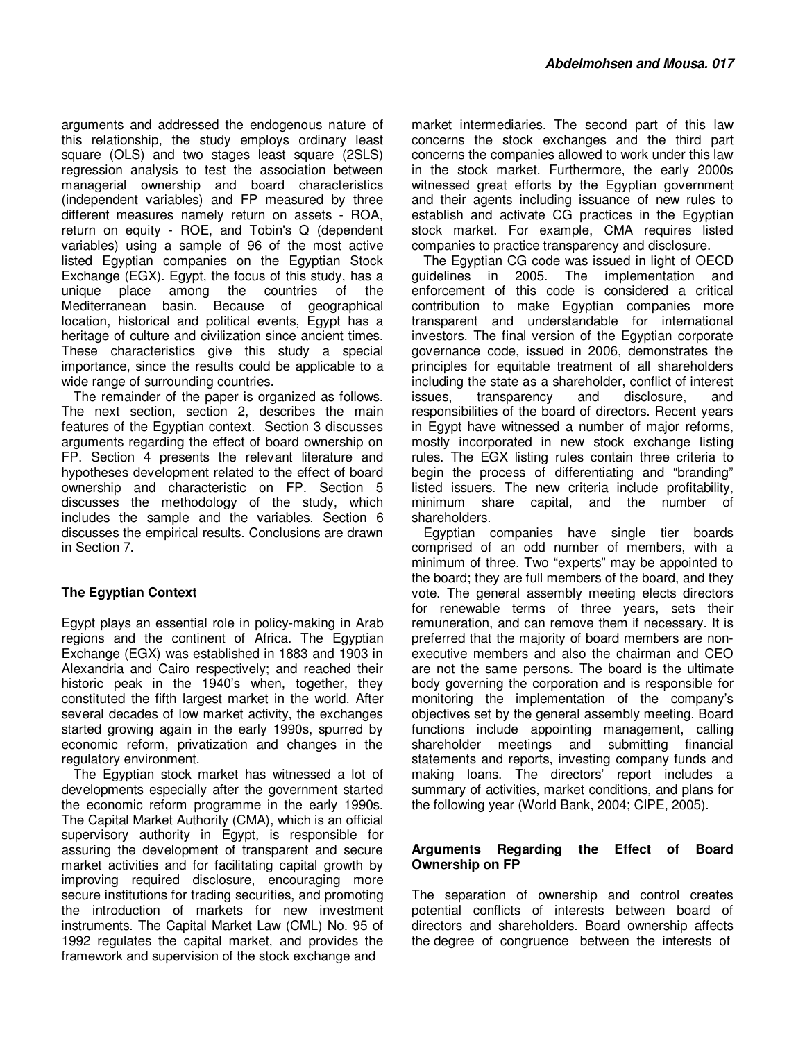arguments and addressed the endogenous nature of this relationship, the study employs ordinary least square (OLS) and two stages least square (2SLS) regression analysis to test the association between managerial ownership and board characteristics (independent variables) and FP measured by three different measures namely return on assets - ROA, return on equity - ROE, and Tobin's Q (dependent variables) using a sample of 96 of the most active listed Egyptian companies on the Egyptian Stock Exchange (EGX). Egypt, the focus of this study, has a unique place among the countries of the Mediterranean basin. Because of geographical location, historical and political events, Egypt has a heritage of culture and civilization since ancient times. These characteristics give this study a special importance, since the results could be applicable to a wide range of surrounding countries.

The remainder of the paper is organized as follows. The next section, section 2, describes the main features of the Egyptian context. Section 3 discusses arguments regarding the effect of board ownership on FP. Section 4 presents the relevant literature and hypotheses development related to the effect of board ownership and characteristic on FP. Section 5 discusses the methodology of the study, which includes the sample and the variables. Section 6 discusses the empirical results. Conclusions are drawn in Section 7.

## The Egyptian Context

Egypt plays an essential role in policy-making in Arab regions and the continent of Africa. The Egyptian Exchange (EGX) was established in 1883 and 1903 in Alexandria and Cairo respectively; and reached their historic peak in the 1940's when, together, they constituted the fifth largest market in the world. After several decades of low market activity, the exchanges started growing again in the early 1990s, spurred by economic reform, privatization and changes in the regulatory environment.

The Egyptian stock market has witnessed a lot of developments especially after the government started the economic reform programme in the early 1990s. The Capital Market Authority (CMA), which is an official supervisory authority in Egypt, is responsible for assuring the development of transparent and secure market activities and for facilitating capital growth by improving required disclosure, encouraging more secure institutions for trading securities, and promoting the introduction of markets for new investment instruments. The Capital Market Law (CML) No. 95 of 1992 regulates the capital market, and provides the framework and supervision of the stock exchange and market intermediaries. The second part of this law concerns the stock exchanges and the third part concerns the companies allowed to work under this law in the stock market. Furthermore, the early 2000s witnessed great efforts by the Egyptian government and their agents including issuance of new rules to establish and activate CG practices in the Egyptian stock market. For example, CMA requires listed companies to practice transparency and disclosure.

The Egyptian CG code was issued in light of OECD guidelines in 2005. The implementation and enforcement of this code is considered a critical contribution to make Egyptian companies more transparent and understandable for international investors. The final version of the Egyptian corporate governance code, issued in 2006, demonstrates the principles for equitable treatment of all shareholders including the state as a shareholder, conflict of interest issues, transparency and disclosure, and responsibilities of the board of directors. Recent years in Egypt have witnessed a number of major reforms, mostly incorporated in new stock exchange listing rules. The EGX listing rules contain three criteria to begin the process of differentiating and "branding" listed issuers. The new criteria include profitability, minimum share capital, and the number of shareholders.

Egyptian companies have single tier boards comprised of an odd number of members, with a minimum of three. Two "experts" may be appointed to the board; they are full members of the board, and they vote. The general assembly meeting elects directors for renewable terms of three years, sets their remuneration, and can remove them if necessary. It is preferred that the majority of board members are non-executive members and also the chairman and CEO are not the same persons. The board is the ultimate body governing the corporation and is responsible for monitoring the implementation of the company's objectives set by the general assembly meeting. Board functions include appointing management, calling shareholder meetings and submitting financial statements and reports, investing company funds and making loans. The directors' report includes a summary of activities, market conditions, and plans for the following year (World Bank, 2004; CIPE, 2005).

## Arguments Regarding the Effect of Board Ownership on FP

The separation of ownership and control creates potential conflicts of interests between board of directors and shareholders. Board ownership affects the degree of congruence between the interests of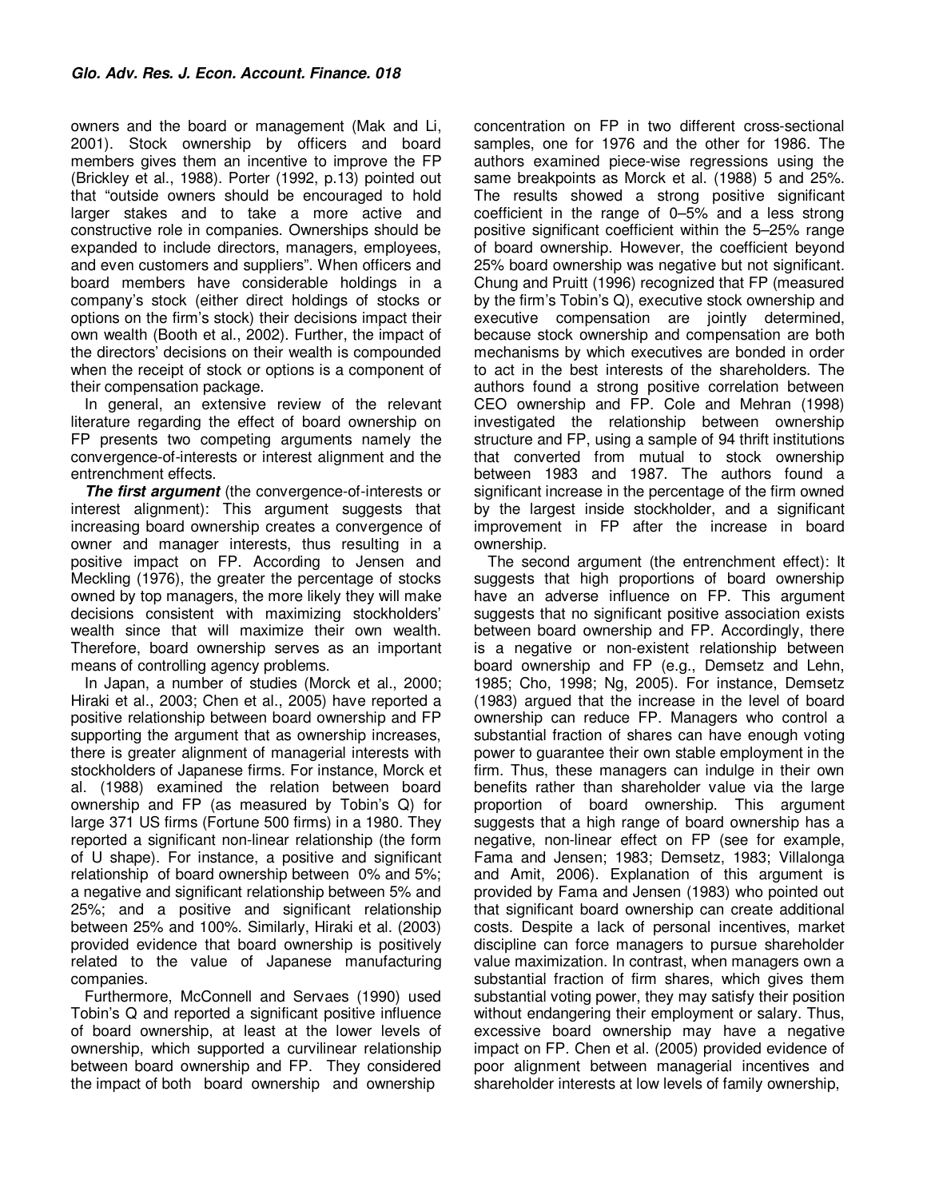owners and the board or management (Mak and Li, 2001). Stock ownership by officers and board members gives them an incentive to improve the FP (Brickley et al., 1988). Porter (1992, p.13) pointed out that "outside owners should be encouraged to hold larger stakes and to take a more active and constructive role in companies. Ownerships should be expanded to include directors, managers, employees, and even customers and suppliers". When officers and board members have considerable holdings in a company's stock (either direct holdings of stocks or options on the firm's stock) their decisions impact their own wealth (Booth et al., 2002). Further, the impact of the directors' decisions on their wealth is compounded when the receipt of stock or options is a component of their compensation package.

In general, an extensive review of the relevant literature regarding the effect of board ownership on FP presents two competing arguments namely the convergence-of-interests or interest alignment and the entrenchment effects.

***The first argument*** (the convergence-of-interests or interest alignment): This argument suggests that increasing board ownership creates a convergence of owner and manager interests, thus resulting in a positive impact on FP. According to Jensen and Meckling (1976), the greater the percentage of stocks owned by top managers, the more likely they will make decisions consistent with maximizing stockholders' wealth since that will maximize their own wealth. Therefore, board ownership serves as an important means of controlling agency problems.

In Japan, a number of studies (Morck et al., 2000; Hiraki et al., 2003; Chen et al., 2005) have reported a positive relationship between board ownership and FP supporting the argument that as ownership increases, there is greater alignment of managerial interests with stockholders of Japanese firms. For instance, Morck et al. (1988) examined the relation between board ownership and FP (as measured by Tobin's Q) for large 371 US firms (Fortune 500 firms) in a 1980. They reported a significant non-linear relationship (the form of U shape). For instance, a positive and significant relationship of board ownership between 0% and 5%; a negative and significant relationship between 5% and 25%; and a positive and significant relationship between 25% and 100%. Similarly, Hiraki et al. (2003) provided evidence that board ownership is positively related to the value of Japanese manufacturing companies.

Furthermore, McConnell and Servaes (1990) used Tobin's Q and reported a significant positive influence of board ownership, at least at the lower levels of ownership, which supported a curvilinear relationship between board ownership and FP. They considered the impact of both board ownership and ownership concentration on FP in two different cross-sectional samples, one for 1976 and the other for 1986. The authors examined piece-wise regressions using the same breakpoints as Morck et al. (1988) 5 and 25%. The results showed a strong positive significant coefficient in the range of 0–5% and a less strong positive significant coefficient within the 5–25% range of board ownership. However, the coefficient beyond 25% board ownership was negative but not significant. Chung and Pruitt (1996) recognized that FP (measured by the firm's Tobin's Q), executive stock ownership and executive compensation are jointly determined, because stock ownership and compensation are both mechanisms by which executives are bonded in order to act in the best interests of the shareholders. The authors found a strong positive correlation between CEO ownership and FP. Cole and Mehran (1998) investigated the relationship between ownership structure and FP, using a sample of 94 thrift institutions that converted from mutual to stock ownership between 1983 and 1987. The authors found a significant increase in the percentage of the firm owned by the largest inside stockholder, and a significant improvement in FP after the increase in board ownership.

The second argument (the entrenchment effect): It suggests that high proportions of board ownership have an adverse influence on FP. This argument suggests that no significant positive association exists between board ownership and FP. Accordingly, there is a negative or non-existent relationship between board ownership and FP (e.g., Demsetz and Lehn, 1985; Cho, 1998; Ng, 2005). For instance, Demsetz (1983) argued that the increase in the level of board ownership can reduce FP. Managers who control a substantial fraction of shares can have enough voting power to guarantee their own stable employment in the firm. Thus, these managers can indulge in their own benefits rather than shareholder value via the large proportion of board ownership. This argument suggests that a high range of board ownership has a negative, non-linear effect on FP (see for example, Fama and Jensen; 1983; Demsetz, 1983; Villalonga and Amit, 2006). Explanation of this argument is provided by Fama and Jensen (1983) who pointed out that significant board ownership can create additional costs. Despite a lack of personal incentives, market discipline can force managers to pursue shareholder value maximization. In contrast, when managers own a substantial fraction of firm shares, which gives them substantial voting power, they may satisfy their position without endangering their employment or salary. Thus, excessive board ownership may have a negative impact on FP. Chen et al. (2005) provided evidence of poor alignment between managerial incentives and shareholder interests at low levels of family ownership,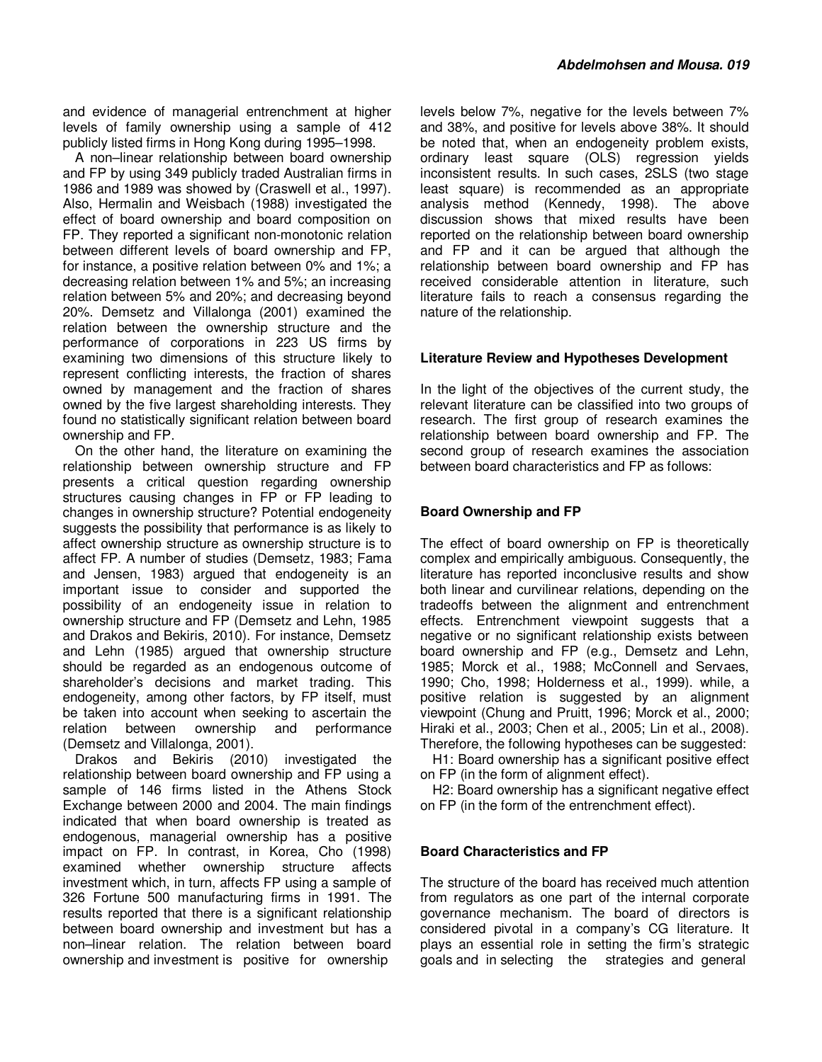and evidence of managerial entrenchment at higher levels of family ownership using a sample of 412 publicly listed firms in Hong Kong during 1995–1998.

A non–linear relationship between board ownership and FP by using 349 publicly traded Australian firms in 1986 and 1989 was showed by (Craswell et al., 1997). Also, Hermalin and Weisbach (1988) investigated the effect of board ownership and board composition on FP. They reported a significant non-monotonic relation between different levels of board ownership and FP, for instance, a positive relation between 0% and 1%; a decreasing relation between 1% and 5%; an increasing relation between 5% and 20%; and decreasing beyond 20%. Demsetz and Villalonga (2001) examined the relation between the ownership structure and the performance of corporations in 223 US firms by examining two dimensions of this structure likely to represent conflicting interests, the fraction of shares owned by management and the fraction of shares owned by the five largest shareholding interests. They found no statistically significant relation between board ownership and FP.

On the other hand, the literature on examining the relationship between ownership structure and FP presents a critical question regarding ownership structures causing changes in FP or FP leading to changes in ownership structure? Potential endogeneity suggests the possibility that performance is as likely to affect ownership structure as ownership structure is to affect FP. A number of studies (Demsetz, 1983; Fama and Jensen, 1983) argued that endogeneity is an important issue to consider and supported the possibility of an endogeneity issue in relation to ownership structure and FP (Demsetz and Lehn, 1985 and Drakos and Bekiris, 2010). For instance, Demsetz and Lehn (1985) argued that ownership structure should be regarded as an endogenous outcome of shareholder's decisions and market trading. This endogeneity, among other factors, by FP itself, must be taken into account when seeking to ascertain the relation between ownership and performance (Demsetz and Villalonga, 2001).

Drakos and Bekiris (2010) investigated the relationship between board ownership and FP using a sample of 146 firms listed in the Athens Stock Exchange between 2000 and 2004. The main findings indicated that when board ownership is treated as endogenous, managerial ownership has a positive impact on FP. In contrast, in Korea, Cho (1998) examined whether ownership structure affects investment which, in turn, affects FP using a sample of 326 Fortune 500 manufacturing firms in 1991. The results reported that there is a significant relationship between board ownership and investment but has a non–linear relation. The relation between board ownership and investment is positive for ownership levels below 7%, negative for the levels between 7% and 38%, and positive for levels above 38%. It should be noted that, when an endogeneity problem exists, ordinary least square (OLS) regression yields inconsistent results. In such cases, 2SLS (two stage least square) is recommended as an appropriate analysis method (Kennedy, 1998). The above discussion shows that mixed results have been reported on the relationship between board ownership and FP and it can be argued that although the relationship between board ownership and FP has received considerable attention in literature, such literature fails to reach a consensus regarding the nature of the relationship.

## Literature Review and Hypotheses Development

In the light of the objectives of the current study, the relevant literature can be classified into two groups of research. The first group of research examines the relationship between board ownership and FP. The second group of research examines the association between board characteristics and FP as follows:

### Board Ownership and FP

The effect of board ownership on FP is theoretically complex and empirically ambiguous. Consequently, the literature has reported inconclusive results and show both linear and curvilinear relations, depending on the tradeoffs between the alignment and entrenchment effects. Entrenchment viewpoint suggests that a negative or no significant relationship exists between board ownership and FP (e.g., Demsetz and Lehn, 1985; Morck et al., 1988; McConnell and Servaes, 1990; Cho, 1998; Holderness et al., 1999). while, a positive relation is suggested by an alignment viewpoint (Chung and Pruitt, 1996; Morck et al., 2000; Hiraki et al., 2003; Chen et al., 2005; Lin et al., 2008). Therefore, the following hypotheses can be suggested:

H1: Board ownership has a significant positive effect on FP (in the form of alignment effect).

H2: Board ownership has a significant negative effect on FP (in the form of the entrenchment effect).

### Board Characteristics and FP

The structure of the board has received much attention from regulators as one part of the internal corporate governance mechanism. The board of directors is considered pivotal in a company's CG literature. It plays an essential role in setting the firm's strategic goals and in selecting the strategies and general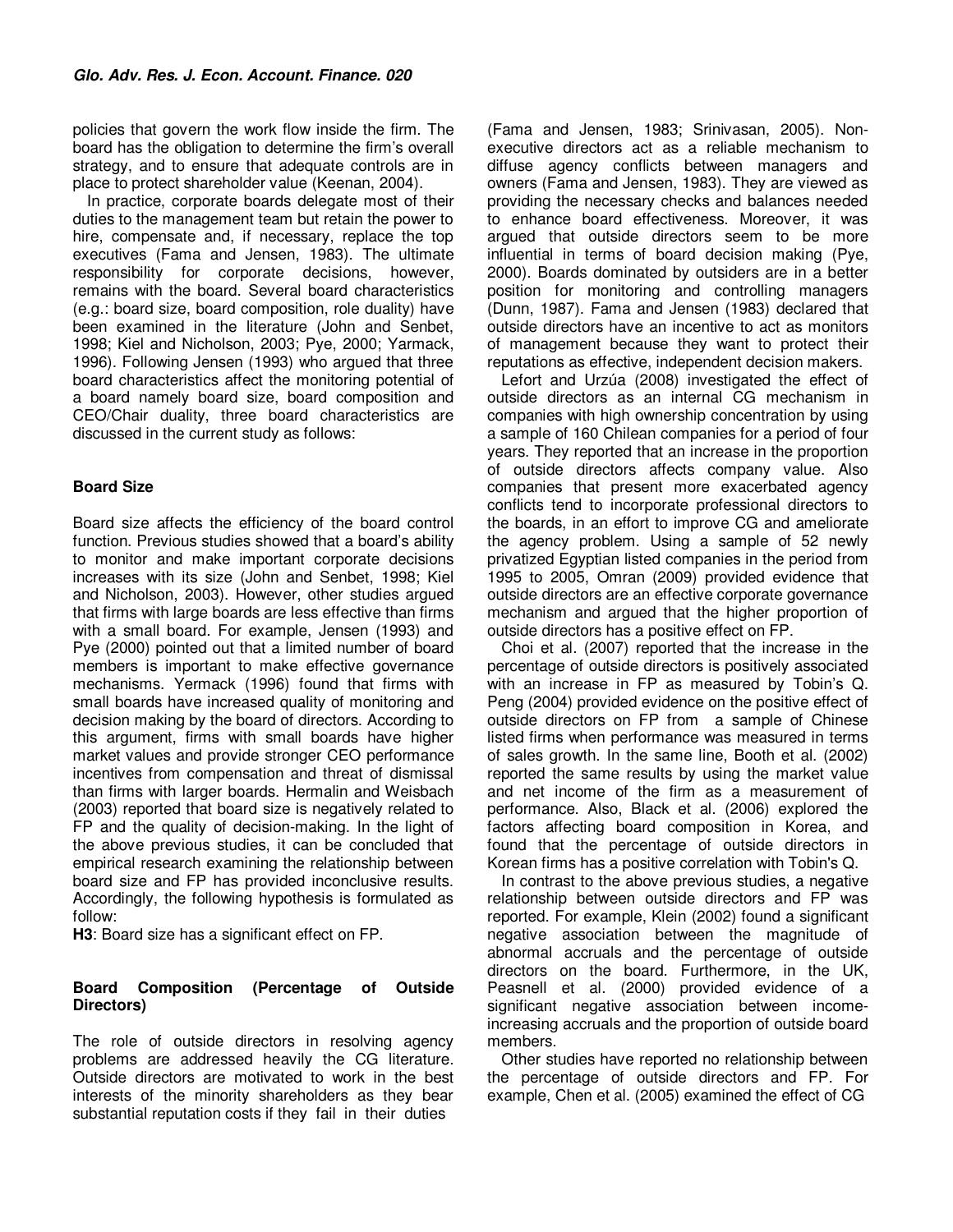policies that govern the work flow inside the firm. The board has the obligation to determine the firm's overall strategy, and to ensure that adequate controls are in place to protect shareholder value (Keenan, 2004).

In practice, corporate boards delegate most of their duties to the management team but retain the power to hire, compensate and, if necessary, replace the top executives (Fama and Jensen, 1983). The ultimate responsibility for corporate decisions, however, remains with the board. Several board characteristics (e.g.: board size, board composition, role duality) have been examined in the literature (John and Senbet, 1998; Kiel and Nicholson, 2003; Pye, 2000; Yarmack, 1996). Following Jensen (1993) who argued that three board characteristics affect the monitoring potential of a board namely board size, board composition and CEO/Chair duality, three board characteristics are discussed in the current study as follows:

### Board Size

Board size affects the efficiency of the board control function. Previous studies showed that a board's ability to monitor and make important corporate decisions increases with its size (John and Senbet, 1998; Kiel and Nicholson, 2003). However, other studies argued that firms with large boards are less effective than firms with a small board. For example, Jensen (1993) and Pye (2000) pointed out that a limited number of board members is important to make effective governance mechanisms. Yermack (1996) found that firms with small boards have increased quality of monitoring and decision making by the board of directors. According to this argument, firms with small boards have higher market values and provide stronger CEO performance incentives from compensation and threat of dismissal than firms with larger boards. Hermalin and Weisbach (2003) reported that board size is negatively related to FP and the quality of decision-making. In the light of the above previous studies, it can be concluded that empirical research examining the relationship between board size and FP has provided inconclusive results. Accordingly, the following hypothesis is formulated as follow:

**H3**: Board size has a significant effect on FP.

### Board Composition (Percentage of Outside Directors)

The role of outside directors in resolving agency problems are addressed heavily the CG literature. Outside directors are motivated to work in the best interests of the minority shareholders as they bear substantial reputation costs if they fail in their duties (Fama and Jensen, 1983; Srinivasan, 2005). Non-executive directors act as a reliable mechanism to diffuse agency conflicts between managers and owners (Fama and Jensen, 1983). They are viewed as providing the necessary checks and balances needed to enhance board effectiveness. Moreover, it was argued that outside directors seem to be more influential in terms of board decision making (Pye, 2000). Boards dominated by outsiders are in a better position for monitoring and controlling managers (Dunn, 1987). Fama and Jensen (1983) declared that outside directors have an incentive to act as monitors of management because they want to protect their reputations as effective, independent decision makers.

Lefort and Urzúa (2008) investigated the effect of outside directors as an internal CG mechanism in companies with high ownership concentration by using a sample of 160 Chilean companies for a period of four years. They reported that an increase in the proportion of outside directors affects company value. Also companies that present more exacerbated agency conflicts tend to incorporate professional directors to the boards, in an effort to improve CG and ameliorate the agency problem. Using a sample of 52 newly privatized Egyptian listed companies in the period from 1995 to 2005, Omran (2009) provided evidence that outside directors are an effective corporate governance mechanism and argued that the higher proportion of outside directors has a positive effect on FP.

Choi et al. (2007) reported that the increase in the percentage of outside directors is positively associated with an increase in FP as measured by Tobin's Q. Peng (2004) provided evidence on the positive effect of outside directors on FP from a sample of Chinese listed firms when performance was measured in terms of sales growth. In the same line, Booth et al. (2002) reported the same results by using the market value and net income of the firm as a measurement of performance. Also, Black et al. (2006) explored the factors affecting board composition in Korea, and found that the percentage of outside directors in Korean firms has a positive correlation with Tobin's Q.

In contrast to the above previous studies, a negative relationship between outside directors and FP was reported. For example, Klein (2002) found a significant negative association between the magnitude of abnormal accruals and the percentage of outside directors on the board. Furthermore, in the UK, Peasnell et al. (2000) provided evidence of a significant negative association between income-increasing accruals and the proportion of outside board members.

Other studies have reported no relationship between the percentage of outside directors and FP. For example, Chen et al. (2005) examined the effect of CG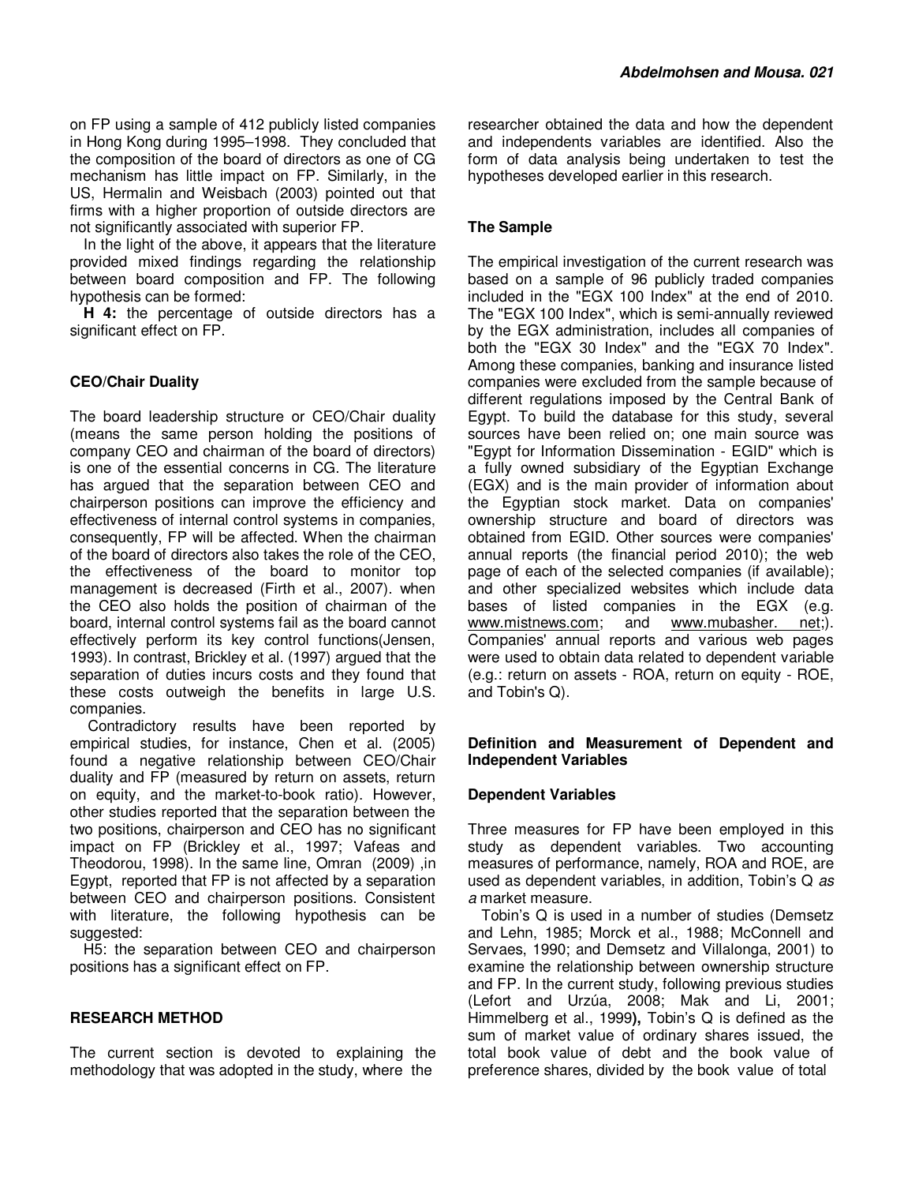on FP using a sample of 412 publicly listed companies in Hong Kong during 1995–1998. They concluded that the composition of the board of directors as one of CG mechanism has little impact on FP. Similarly, in the US, Hermalin and Weisbach (2003) pointed out that firms with a higher proportion of outside directors are not significantly associated with superior FP.

In the light of the above, it appears that the literature provided mixed findings regarding the relationship between board composition and FP. The following hypothesis can be formed:

**H 4:** the percentage of outside directors has a significant effect on FP.

### CEO/Chair Duality

The board leadership structure or CEO/Chair duality (means the same person holding the positions of company CEO and chairman of the board of directors) is one of the essential concerns in CG. The literature has argued that the separation between CEO and chairperson positions can improve the efficiency and effectiveness of internal control systems in companies, consequently, FP will be affected. When the chairman of the board of directors also takes the role of the CEO, the effectiveness of the board to monitor top management is decreased (Firth et al., 2007). when the CEO also holds the position of chairman of the board, internal control systems fail as the board cannot effectively perform its key control functions(Jensen, 1993). In contrast, Brickley et al. (1997) argued that the separation of duties incurs costs and they found that these costs outweigh the benefits in large U.S. companies.

Contradictory results have been reported by empirical studies, for instance, Chen et al. (2005) found a negative relationship between CEO/Chair duality and FP (measured by return on assets, return on equity, and the market-to-book ratio). However, other studies reported that the separation between the two positions, chairperson and CEO has no significant impact on FP (Brickley et al., 1997; Vafeas and Theodorou, 1998). In the same line, Omran (2009) ,in Egypt, reported that FP is not affected by a separation between CEO and chairperson positions. Consistent with literature, the following hypothesis can be suggested:

H5: the separation between CEO and chairperson positions has a significant effect on FP.

## RESEARCH METHOD

The current section is devoted to explaining the methodology that was adopted in the study, where the researcher obtained the data and how the dependent and independents variables are identified. Also the form of data analysis being undertaken to test the hypotheses developed earlier in this research.

### The Sample

The empirical investigation of the current research was based on a sample of 96 publicly traded companies included in the "EGX 100 Index" at the end of 2010. The "EGX 100 Index", which is semi-annually reviewed by the EGX administration, includes all companies of both the "EGX 30 Index" and the "EGX 70 Index". Among these companies, banking and insurance listed companies were excluded from the sample because of different regulations imposed by the Central Bank of Egypt. To build the database for this study, several sources have been relied on; one main source was "Egypt for Information Dissemination - EGID" which is a fully owned subsidiary of the Egyptian Exchange (EGX) and is the main provider of information about the Egyptian stock market. Data on companies' ownership structure and board of directors was obtained from EGID. Other sources were companies' annual reports (the financial period 2010); the web page of each of the selected companies (if available); and other specialized websites which include data bases of listed companies in the EGX (e.g. www.mistnews.com; and www.mubasher. net;). Companies' annual reports and various web pages were used to obtain data related to dependent variable (e.g.: return on assets - ROA, return on equity - ROE, and Tobin's Q).

### Definition and Measurement of Dependent and Independent Variables

#### Dependent Variables

Three measures for FP have been employed in this study as dependent variables. Two accounting measures of performance, namely, ROA and ROE, are used as dependent variables, in addition, Tobin's Q *as a* market measure.

Tobin's Q is used in a number of studies (Demsetz and Lehn, 1985; Morck et al., 1988; McConnell and Servaes, 1990; and Demsetz and Villalonga, 2001) to examine the relationship between ownership structure and FP. In the current study, following previous studies (Lefort and Urzúa, 2008; Mak and Li, 2001; Himmelberg et al., 1999**),** Tobin's Q is defined as the sum of market value of ordinary shares issued, the total book value of debt and the book value of preference shares, divided by the book value of total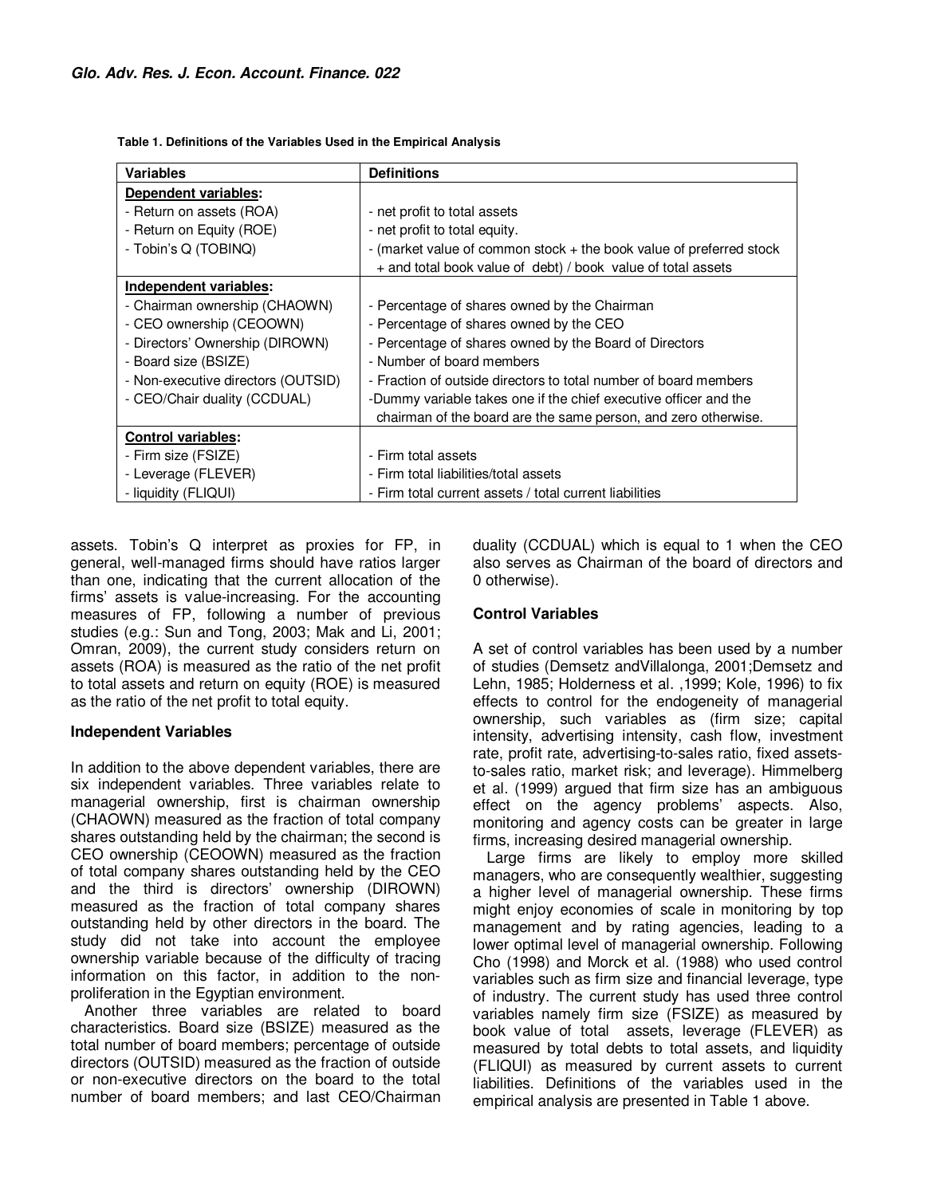**Table 1. Definitions of the Variables Used in the Empirical Analysis**

| Variables | Definitions |
|---|---|
| **Dependent variables:** | |
| - Return on assets (ROA) | - net profit to total assets |
| - Return on Equity (ROE) | - net profit to total equity. |
| - Tobin's Q (TOBINQ) | - (market value of common stock + the book value of preferred stock + and total book value of debt) / book value of total assets |
| **Independent variables:** | |
| - Chairman ownership (CHAOWN) | - Percentage of shares owned by the Chairman |
| - CEO ownership (CEOOWN) | - Percentage of shares owned by the CEO |
| - Directors' Ownership (DIROWN) | - Percentage of shares owned by the Board of Directors |
| - Board size (BSIZE) | - Number of board members |
| - Non-executive directors (OUTSID) | - Fraction of outside directors to total number of board members |
| - CEO/Chair duality (CCDUAL) | -Dummy variable takes one if the chief executive officer and the chairman of the board are the same person, and zero otherwise. |
| **Control variables:** | |
| - Firm size (FSIZE) | - Firm total assets |
| - Leverage (FLEVER) | - Firm total liabilities/total assets |
| - liquidity (FLIQUI) | - Firm total current assets / total current liabilities |

assets. Tobin's Q interpret as proxies for FP, in general, well-managed firms should have ratios larger than one, indicating that the current allocation of the firms' assets is value-increasing. For the accounting measures of FP, following a number of previous studies (e.g.: Sun and Tong, 2003; Mak and Li, 2001; Omran, 2009), the current study considers return on assets (ROA) is measured as the ratio of the net profit to total assets and return on equity (ROE) is measured as the ratio of the net profit to total equity.

### Independent Variables

In addition to the above dependent variables, there are six independent variables. Three variables relate to managerial ownership, first is chairman ownership (CHAOWN) measured as the fraction of total company shares outstanding held by the chairman; the second is CEO ownership (CEOOWN) measured as the fraction of total company shares outstanding held by the CEO and the third is directors' ownership (DIROWN) measured as the fraction of total company shares outstanding held by other directors in the board. The study did not take into account the employee ownership variable because of the difficulty of tracing information on this factor, in addition to the non-proliferation in the Egyptian environment.

Another three variables are related to board characteristics. Board size (BSIZE) measured as the total number of board members; percentage of outside directors (OUTSID) measured as the fraction of outside or non-executive directors on the board to the total number of board members; and last CEO/Chairman duality (CCDUAL) which is equal to 1 when the CEO also serves as Chairman of the board of directors and 0 otherwise).

### Control Variables

A set of control variables has been used by a number of studies (Demsetz andVillalonga, 2001;Demsetz and Lehn, 1985; Holderness et al. ,1999; Kole, 1996) to fix effects to control for the endogeneity of managerial ownership, such variables as (firm size; capital intensity, advertising intensity, cash flow, investment rate, profit rate, advertising-to-sales ratio, fixed assets-to-sales ratio, market risk; and leverage). Himmelberg et al. (1999) argued that firm size has an ambiguous effect on the agency problems' aspects. Also, monitoring and agency costs can be greater in large firms, increasing desired managerial ownership.

Large firms are likely to employ more skilled managers, who are consequently wealthier, suggesting a higher level of managerial ownership. These firms might enjoy economies of scale in monitoring by top management and by rating agencies, leading to a lower optimal level of managerial ownership. Following Cho (1998) and Morck et al. (1988) who used control variables such as firm size and financial leverage, type of industry. The current study has used three control variables namely firm size (FSIZE) as measured by book value of total assets, leverage (FLEVER) as measured by total debts to total assets, and liquidity (FLIQUI) as measured by current assets to current liabilities. Definitions of the variables used in the empirical analysis are presented in Table 1 above.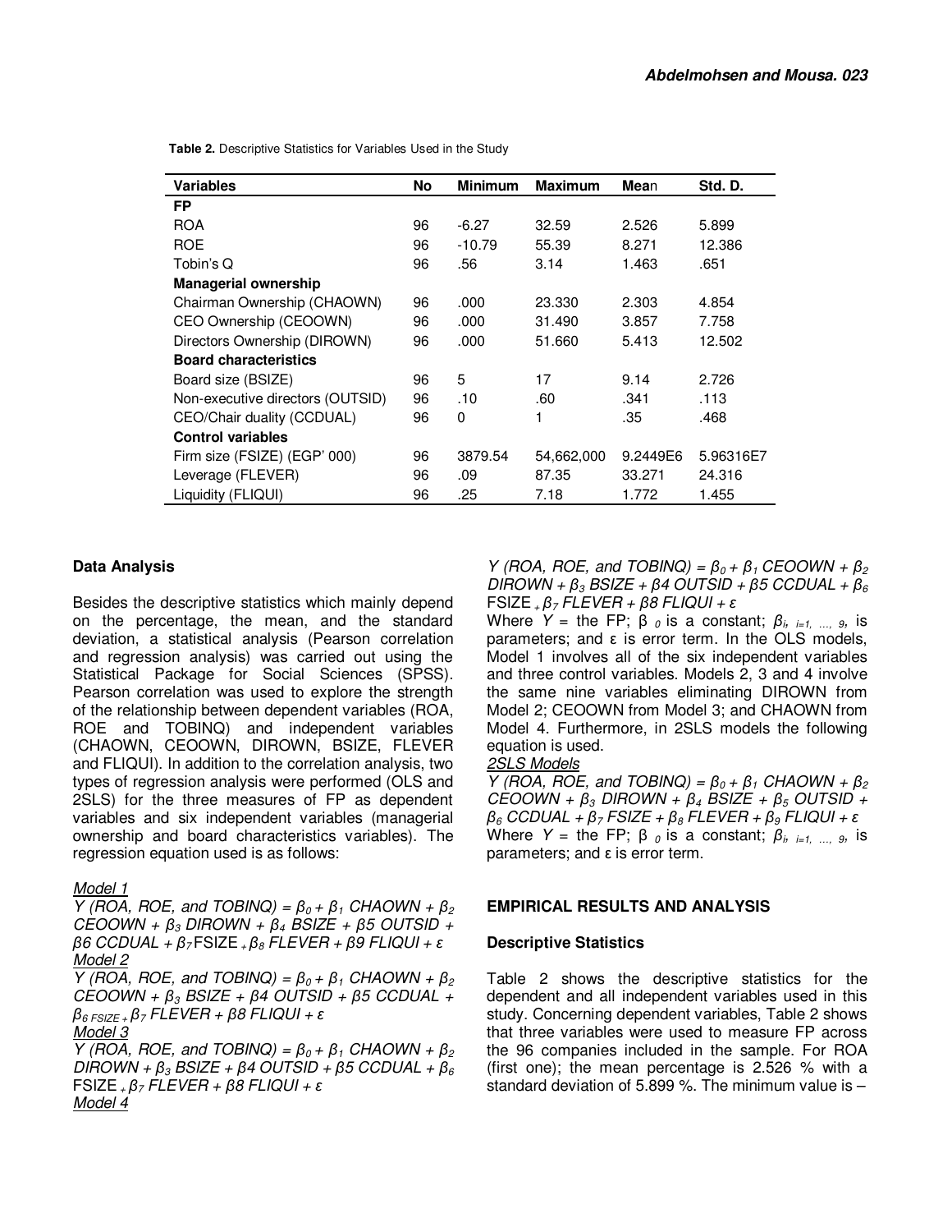**Table 2.** Descriptive Statistics for Variables Used in the Study

| Variables | No | Minimum | Maximum | Mean | Std. D. |
|---|---|---|---|---|---|
| **FP** | | | | | |
| ROA | 96 | -6.27 | 32.59 | 2.526 | 5.899 |
| ROE | 96 | -10.79 | 55.39 | 8.271 | 12.386 |
| Tobin's Q | 96 | .56 | 3.14 | 1.463 | .651 |
| **Managerial ownership** | | | | | |
| Chairman Ownership (CHAOWN) | 96 | .000 | 23.330 | 2.303 | 4.854 |
| CEO Ownership (CEOOWN) | 96 | .000 | 31.490 | 3.857 | 7.758 |
| Directors Ownership (DIROWN) | 96 | .000 | 51.660 | 5.413 | 12.502 |
| **Board characteristics** | | | | | |
| Board size (BSIZE) | 96 | 5 | 17 | 9.14 | 2.726 |
| Non-executive directors (OUTSID) | 96 | .10 | .60 | .341 | .113 |
| CEO/Chair duality (CCDUAL) | 96 | 0 | 1 | .35 | .468 |
| **Control variables** | | | | | |
| Firm size (FSIZE) (EGP' 000) | 96 | 3879.54 | 54,662,000 | 9.2449E6 | 5.96316E7 |
| Leverage (FLEVER) | 96 | .09 | 87.35 | 33.271 | 24.316 |
| Liquidity (FLIQUI) | 96 | .25 | 7.18 | 1.772 | 1.455 |

### Data Analysis

Besides the descriptive statistics which mainly depend on the percentage, the mean, and the standard deviation, a statistical analysis (Pearson correlation and regression analysis) was carried out using the Statistical Package for Social Sciences (SPSS). Pearson correlation was used to explore the strength of the relationship between dependent variables (ROA, ROE and TOBINQ) and independent variables (CHAOWN, CEOOWN, DIROWN, BSIZE, FLEVER and FLIQUI). In addition to the correlation analysis, two types of regression analysis were performed (OLS and 2SLS) for the three measures of FP as dependent variables and six independent variables (managerial ownership and board characteristics variables). The regression equation used is as follows:

_Model 1_

$Y$ (ROA, ROE, and TOBINQ) $= \beta_0 + \beta_1$ CHAOWN $+ \beta_2$ CEOOWN $+ \beta_3$ DIROWN $+ \beta_4$ BSIZE $+ \beta_5$ OUTSID $+ \beta_6$ CCDUAL $+ \beta_7$ FSIZE $+ \beta_8$ FLEVER $+ \beta_9$ FLIQUI $+ \varepsilon$

_Model 2_

$Y$ (ROA, ROE, and TOBINQ) $= \beta_0 + \beta_1$ CHAOWN $+ \beta_2$ CEOOWN $+ \beta_3$ BSIZE $+ \beta_4$ OUTSID $+ \beta_5$ CCDUAL $+ \beta_{6\ FSIZE} + \beta_7$ FLEVER $+ \beta_8$ FLIQUI $+ \varepsilon$

_Model 3_

$Y$ (ROA, ROE, and TOBINQ) $= \beta_0 + \beta_1$ CHAOWN $+ \beta_2$ DIROWN $+ \beta_3$ BSIZE $+ \beta_4$ OUTSID $+ \beta_5$ CCDUAL $+ \beta_6$ FSIZE $+ \beta_7$ FLEVER $+ \beta_8$ FLIQUI $+ \varepsilon$

_Model 4_

$Y$ (ROA, ROE, and TOBINQ) $= \beta_0 + \beta_1$ CEOOWN $+ \beta_2$ DIROWN $+ \beta_3$ BSIZE $+ \beta_4$ OUTSID $+ \beta_5$ CCDUAL $+ \beta_6$ FSIZE $+ \beta_7$ FLEVER $+ \beta_8$ FLIQUI $+ \varepsilon$

Where $Y$ = the FP; $\beta_0$ is a constant; $\beta_{i,\ i=1,\ \ldots,\ 9}$, is parameters; and $\varepsilon$ is error term. In the OLS models, Model 1 involves all of the six independent variables and three control variables. Models 2, 3 and 4 involve the same nine variables eliminating DIROWN from Model 2; CEOOWN from Model 3; and CHAOWN from Model 4. Furthermore, in 2SLS models the following equation is used.

_2SLS Models_

$Y$ (ROA, ROE, and TOBINQ) $= \beta_0 + \beta_1$ CHAOWN $+ \beta_2$ CEOOWN $+ \beta_3$ DIROWN $+ \beta_4$ BSIZE $+ \beta_5$ OUTSID $+ \beta_6$ CCDUAL $+ \beta_7$ FSIZE $+ \beta_8$ FLEVER $+ \beta_9$ FLIQUI $+ \varepsilon$

Where $Y$ = the FP; $\beta_0$ is a constant; $\beta_{i,\ i=1,\ \ldots,\ 9}$, is parameters; and $\varepsilon$ is error term.

## EMPIRICAL RESULTS AND ANALYSIS

### Descriptive Statistics

Table 2 shows the descriptive statistics for the dependent and all independent variables used in this study. Concerning dependent variables, Table 2 shows that three variables were used to measure FP across the 96 companies included in the sample. For ROA (first one); the mean percentage is 2.526 % with a standard deviation of 5.899 %. The minimum value is –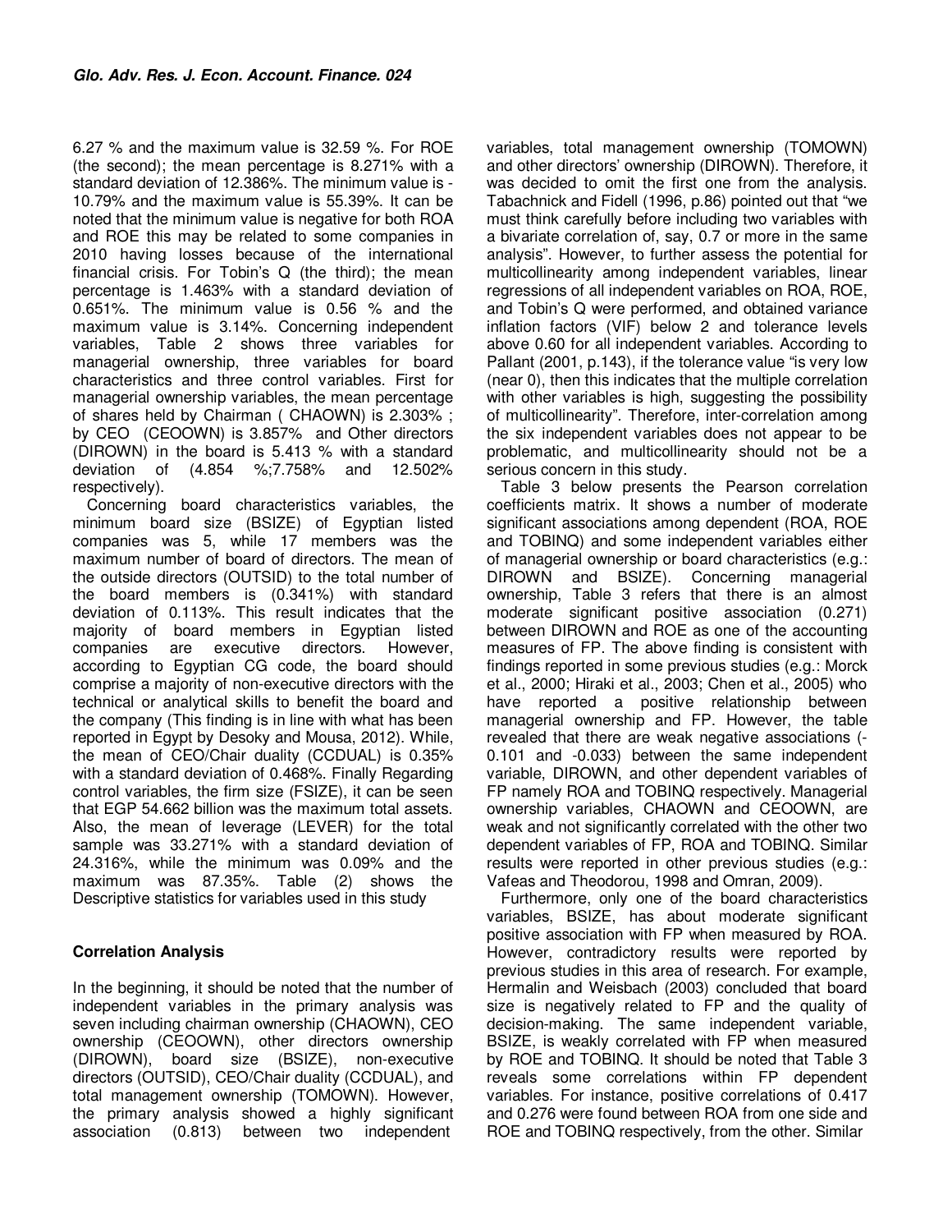6.27 % and the maximum value is 32.59 %. For ROE (the second); the mean percentage is 8.271% with a standard deviation of 12.386%. The minimum value is -10.79% and the maximum value is 55.39%. It can be noted that the minimum value is negative for both ROA and ROE this may be related to some companies in 2010 having losses because of the international financial crisis. For Tobin's Q (the third); the mean percentage is 1.463% with a standard deviation of 0.651%. The minimum value is 0.56 % and the maximum value is 3.14%. Concerning independent variables, Table 2 shows three variables for managerial ownership, three variables for board characteristics and three control variables. First for managerial ownership variables, the mean percentage of shares held by Chairman ( CHAOWN) is 2.303% ; by CEO (CEOOWN) is 3.857% and Other directors (DIROWN) in the board is 5.413 % with a standard deviation of (4.854 %;7.758% and 12.502% respectively).

Concerning board characteristics variables, the minimum board size (BSIZE) of Egyptian listed companies was 5, while 17 members was the maximum number of board of directors. The mean of the outside directors (OUTSID) to the total number of the board members is (0.341%) with standard deviation of 0.113%. This result indicates that the majority of board members in Egyptian listed companies are executive directors. However, according to Egyptian CG code, the board should comprise a majority of non-executive directors with the technical or analytical skills to benefit the board and the company (This finding is in line with what has been reported in Egypt by Desoky and Mousa, 2012). While, the mean of CEO/Chair duality (CCDUAL) is 0.35% with a standard deviation of 0.468%. Finally Regarding control variables, the firm size (FSIZE), it can be seen that EGP 54.662 billion was the maximum total assets. Also, the mean of leverage (LEVER) for the total sample was 33.271% with a standard deviation of 24.316%, while the minimum was 0.09% and the maximum was 87.35%. Table (2) shows the Descriptive statistics for variables used in this study

## Correlation Analysis

In the beginning, it should be noted that the number of independent variables in the primary analysis was seven including chairman ownership (CHAOWN), CEO ownership (CEOOWN), other directors ownership (DIROWN), board size (BSIZE), non-executive directors (OUTSID), CEO/Chair duality (CCDUAL), and total management ownership (TOMOWN). However, the primary analysis showed a highly significant association (0.813) between two independent variables, total management ownership (TOMOWN) and other directors' ownership (DIROWN). Therefore, it was decided to omit the first one from the analysis. Tabachnick and Fidell (1996, p.86) pointed out that "we must think carefully before including two variables with a bivariate correlation of, say, 0.7 or more in the same analysis". However, to further assess the potential for multicollinearity among independent variables, linear regressions of all independent variables on ROA, ROE, and Tobin's Q were performed, and obtained variance inflation factors (VIF) below 2 and tolerance levels above 0.60 for all independent variables. According to Pallant (2001, p.143), if the tolerance value "is very low (near 0), then this indicates that the multiple correlation with other variables is high, suggesting the possibility of multicollinearity". Therefore, inter-correlation among the six independent variables does not appear to be problematic, and multicollinearity should not be a serious concern in this study.

Table 3 below presents the Pearson correlation coefficients matrix. It shows a number of moderate significant associations among dependent (ROA, ROE and TOBINQ) and some independent variables either of managerial ownership or board characteristics (e.g.: DIROWN and BSIZE). Concerning managerial ownership, Table 3 refers that there is an almost moderate significant positive association (0.271) between DIROWN and ROE as one of the accounting measures of FP. The above finding is consistent with findings reported in some previous studies (e.g.: Morck et al., 2000; Hiraki et al., 2003; Chen et al., 2005) who have reported a positive relationship between managerial ownership and FP. However, the table revealed that there are weak negative associations (-0.101 and -0.033) between the same independent variable, DIROWN, and other dependent variables of FP namely ROA and TOBINQ respectively. Managerial ownership variables, CHAOWN and CEOOWN, are weak and not significantly correlated with the other two dependent variables of FP, ROA and TOBINQ. Similar results were reported in other previous studies (e.g.: Vafeas and Theodorou, 1998 and Omran, 2009).

Furthermore, only one of the board characteristics variables, BSIZE, has about moderate significant positive association with FP when measured by ROA. However, contradictory results were reported by previous studies in this area of research. For example, Hermalin and Weisbach (2003) concluded that board size is negatively related to FP and the quality of decision-making. The same independent variable, BSIZE, is weakly correlated with FP when measured by ROE and TOBINQ. It should be noted that Table 3 reveals some correlations within FP dependent variables. For instance, positive correlations of 0.417 and 0.276 were found between ROA from one side and ROE and TOBINQ respectively, from the other. Similar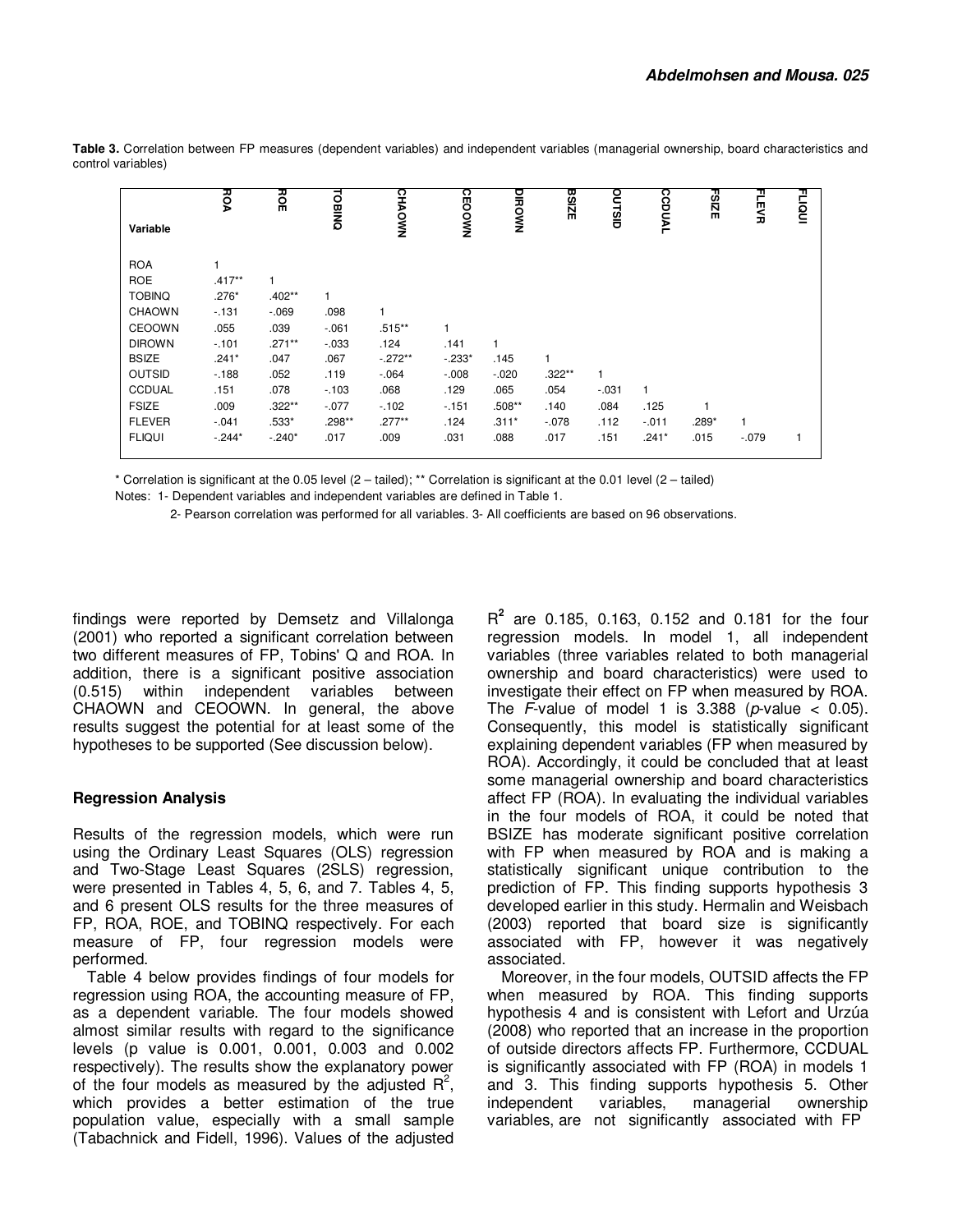**Table 3.** Correlation between FP measures (dependent variables) and independent variables (managerial ownership, board characteristics and control variables)

| Variable | ROA | ROE | TOBINQ | CHAOWN | CEOOWN | DIROWN | BSIZE | OUTSID | CCDUAL | FSIZE | FLEVR | FLIQUI |
|---|---|---|---|---|---|---|---|---|---|---|---|---|
| ROA | 1 | | | | | | | | | | | |
| ROE | .417** | 1 | | | | | | | | | | |
| TOBINQ | .276* | .402** | 1 | | | | | | | | | |
| CHAOWN | -.131 | -.069 | .098 | 1 | | | | | | | | |
| CEOOWN | .055 | .039 | -.061 | .515** | 1 | | | | | | | |
| DIROWN | -.101 | .271** | -.033 | .124 | .141 | 1 | | | | | | |
| BSIZE | .241* | .047 | .067 | -.272** | -.233* | .145 | 1 | | | | | |
| OUTSID | -.188 | .052 | .119 | -.064 | -.008 | -.020 | .322** | 1 | | | | |
| CCDUAL | .151 | .078 | -.103 | .068 | .129 | .065 | .054 | -.031 | 1 | | | |
| FSIZE | .009 | .322** | -.077 | -.102 | -.151 | .508** | .140 | .084 | .125 | 1 | | |
| FLEVER | -.041 | .533* | .298** | .277** | .124 | .311* | -.078 | .112 | -.011 | .289* | 1 | |
| FLIQUI | -.244* | -.240* | .017 | .009 | .031 | .088 | .017 | .151 | .241* | .015 | -.079 | 1 |

* Correlation is significant at the 0.05 level (2 – tailed); ** Correlation is significant at the 0.01 level (2 – tailed)

Notes: 1- Dependent variables and independent variables are defined in Table 1.

2- Pearson correlation was performed for all variables. 3- All coefficients are based on 96 observations.

findings were reported by Demsetz and Villalonga (2001) who reported a significant correlation between two different measures of FP, Tobins' Q and ROA. In addition, there is a significant positive association (0.515) within independent variables between CHAOWN and CEOOWN. In general, the above results suggest the potential for at least some of the hypotheses to be supported (See discussion below).

## Regression Analysis

Results of the regression models, which were run using the Ordinary Least Squares (OLS) regression and Two-Stage Least Squares (2SLS) regression, were presented in Tables 4, 5, 6, and 7. Tables 4, 5, and 6 present OLS results for the three measures of FP, ROA, ROE, and TOBINQ respectively. For each measure of FP, four regression models were performed.

Table 4 below provides findings of four models for regression using ROA, the accounting measure of FP, as a dependent variable. The four models showed almost similar results with regard to the significance levels (p value is 0.001, 0.001, 0.003 and 0.002 respectively). The results show the explanatory power of the four models as measured by the adjusted $R^2$, which provides a better estimation of the true population value, especially with a small sample (Tabachnick and Fidell, 1996). Values of the adjusted $R^2$ are 0.185, 0.163, 0.152 and 0.181 for the four regression models. In model 1, all independent variables (three variables related to both managerial ownership and board characteristics) were used to investigate their effect on FP when measured by ROA. The *F*-value of model 1 is 3.388 ($p$-value $< 0.05$). Consequently, this model is statistically significant explaining dependent variables (FP when measured by ROA). Accordingly, it could be concluded that at least some managerial ownership and board characteristics affect FP (ROA). In evaluating the individual variables in the four models of ROA, it could be noted that BSIZE has moderate significant positive correlation with FP when measured by ROA and is making a statistically significant unique contribution to the prediction of FP. This finding supports hypothesis 3 developed earlier in this study. Hermalin and Weisbach (2003) reported that board size is significantly associated with FP, however it was negatively associated.

Moreover, in the four models, OUTSID affects the FP when measured by ROA. This finding supports hypothesis 4 and is consistent with Lefort and Urzúa (2008) who reported that an increase in the proportion of outside directors affects FP. Furthermore, CCDUAL is significantly associated with FP (ROA) in models 1 and 3. This finding supports hypothesis 5. Other independent variables, managerial ownership variables, are not significantly associated with FP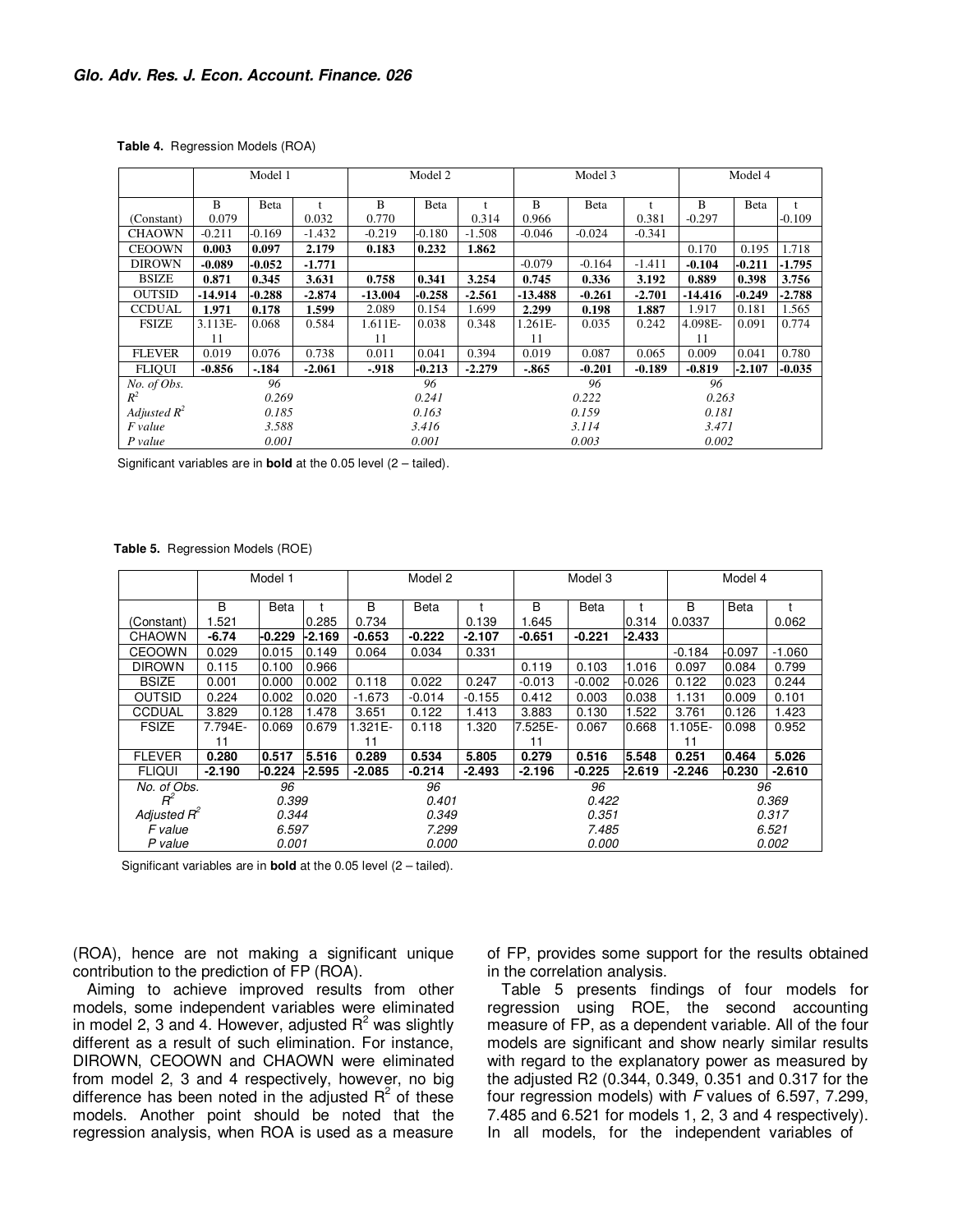**Table 4.** Regression Models (ROA)

| | Model 1 | | | Model 2 | | | Model 3 | | | Model 4 | | |
|---|---|---|---|---|---|---|---|---|---|---|---|---|
| | B | Beta | t | B | Beta | t | B | Beta | t | B | Beta | t |
| (Constant) | 0.079 | | 0.032 | 0.770 | | 0.314 | 0.966 | | 0.381 | -0.297 | | -0.109 |
| CHAOWN | -0.211 | -0.169 | -1.432 | -0.219 | -0.180 | -1.508 | -0.046 | -0.024 | -0.341 | | | |
| CEOOWN | **0.003** | **0.097** | **2.179** | **0.183** | **0.232** | **1.862** | | | | 0.170 | 0.195 | 1.718 |
| DIROWN | **-0.089** | **-0.052** | **-1.771** | | | | -0.079 | -0.164 | -1.411 | **-0.104** | **-0.211** | **-1.795** |
| BSIZE | **0.871** | **0.345** | **3.631** | **0.758** | **0.341** | **3.254** | **0.745** | **0.336** | **3.192** | **0.889** | **0.398** | **3.756** |
| OUTSID | **-14.914** | **-0.288** | **-2.874** | **-13.004** | **-0.258** | **-2.561** | **-13.488** | **-0.261** | **-2.701** | **-14.416** | **-0.249** | **-2.788** |
| CCDUAL | **1.971** | **0.178** | **1.599** | 2.089 | 0.154 | 1.699 | **2.299** | **0.198** | **1.887** | 1.917 | 0.181 | 1.565 |
| FSIZE | 3.113E-11 | 0.068 | 0.584 | 1.611E-11 | 0.038 | 0.348 | 1.261E-11 | 0.035 | 0.242 | 4.098E-11 | 0.091 | 0.774 |
| FLEVER | 0.019 | 0.076 | 0.738 | 0.011 | 0.041 | 0.394 | 0.019 | 0.087 | 0.065 | 0.009 | 0.041 | 0.780 |
| FLIQUI | **-0.856** | **-.184** | **-2.061** | **-.918** | **-0.213** | **-2.279** | **-.865** | **-0.201** | **-0.189** | **-0.819** | **-2.107** | **-0.035** |
| *No. of Obs.* | *96* | | | *96* | | | *96* | | | *96* | | |
| $R^2$ | *0.269* | | | *0.241* | | | *0.222* | | | *0.263* | | |
| *Adjusted* $R^2$ | *0.185* | | | *0.163* | | | *0.159* | | | *0.181* | | |
| *F value* | *3.588* | | | *3.416* | | | *3.114* | | | *3.471* | | |
| *P value* | *0.001* | | | *0.001* | | | *0.003* | | | *0.002* | | |

Significant variables are in **bold** at the 0.05 level (2 – tailed).

**Table 5.** Regression Models (ROE)

| | Model 1 | | | Model 2 | | | Model 3 | | | Model 4 | | |
|---|---|---|---|---|---|---|---|---|---|---|---|---|
| | B | Beta | t | B | Beta | t | B | Beta | t | B | Beta | t |
| (Constant) | 1.521 | | 0.285 | 0.734 | | 0.139 | 1.645 | | 0.314 | 0.0337 | | 0.062 |
| CHAOWN | **-6.74** | **-0.229** | **-2.169** | **-0.653** | **-0.222** | **-2.107** | **-0.651** | **-0.221** | **-2.433** | | | |
| CEOOWN | 0.029 | 0.015 | 0.149 | 0.064 | 0.034 | 0.331 | | | | -0.184 | -0.097 | -1.060 |
| DIROWN | 0.115 | 0.100 | 0.966 | | | | 0.119 | 0.103 | 1.016 | 0.097 | 0.084 | 0.799 |
| BSIZE | 0.001 | 0.000 | 0.002 | 0.118 | 0.022 | 0.247 | -0.013 | -0.002 | -0.026 | 0.122 | 0.023 | 0.244 |
| OUTSID | 0.224 | 0.002 | 0.020 | -1.673 | -0.014 | -0.155 | 0.412 | 0.003 | 0.038 | 1.131 | 0.009 | 0.101 |
| CCDUAL | 3.829 | 0.128 | 1.478 | 3.651 | 0.122 | 1.413 | 3.883 | 0.130 | 1.522 | 3.761 | 0.126 | 1.423 |
| FSIZE | 7.794E-11 | 0.069 | 0.679 | 1.321E-11 | 0.118 | 1.320 | 7.525E-11 | 0.067 | 0.668 | 1.105E-11 | 0.098 | 0.952 |
| FLEVER | **0.280** | **0.517** | **5.516** | **0.289** | **0.534** | **5.805** | **0.279** | **0.516** | **5.548** | **0.251** | **0.464** | **5.026** |
| FLIQUI | **-2.190** | **-0.224** | **-2.595** | **-2.085** | **-0.214** | **-2.493** | **-2.196** | **-0.225** | **-2.619** | **-2.246** | **-0.230** | **-2.610** |
| *No. of Obs.* | *96* | | | *96* | | | *96* | | | *96* | | |
| $R^2$ | *0.399* | | | *0.401* | | | *0.422* | | | *0.369* | | |
| *Adjusted* $R^2$ | *0.344* | | | *0.349* | | | *0.351* | | | *0.317* | | |
| *F value* | *6.597* | | | *7.299* | | | *7.485* | | | *6.521* | | |
| *P value* | *0.001* | | | *0.000* | | | *0.000* | | | *0.002* | | |

Significant variables are in **bold** at the 0.05 level (2 – tailed).

(ROA), hence are not making a significant unique contribution to the prediction of FP (ROA).

Aiming to achieve improved results from other models, some independent variables were eliminated in model 2, 3 and 4. However, adjusted $R^2$ was slightly different as a result of such elimination. For instance, DIROWN, CEOOWN and CHAOWN were eliminated from model 2, 3 and 4 respectively, however, no big difference has been noted in the adjusted $R^2$ of these models. Another point should be noted that the regression analysis, when ROA is used as a measure of FP, provides some support for the results obtained in the correlation analysis.

Table 5 presents findings of four models for regression using ROE, the second accounting measure of FP, as a dependent variable. All of the four models are significant and show nearly similar results with regard to the explanatory power as measured by the adjusted R2 (0.344, 0.349, 0.351 and 0.317 for the four regression models) with *F* values of 6.597, 7.299, 7.485 and 6.521 for models 1, 2, 3 and 4 respectively). In all models, for the independent variables of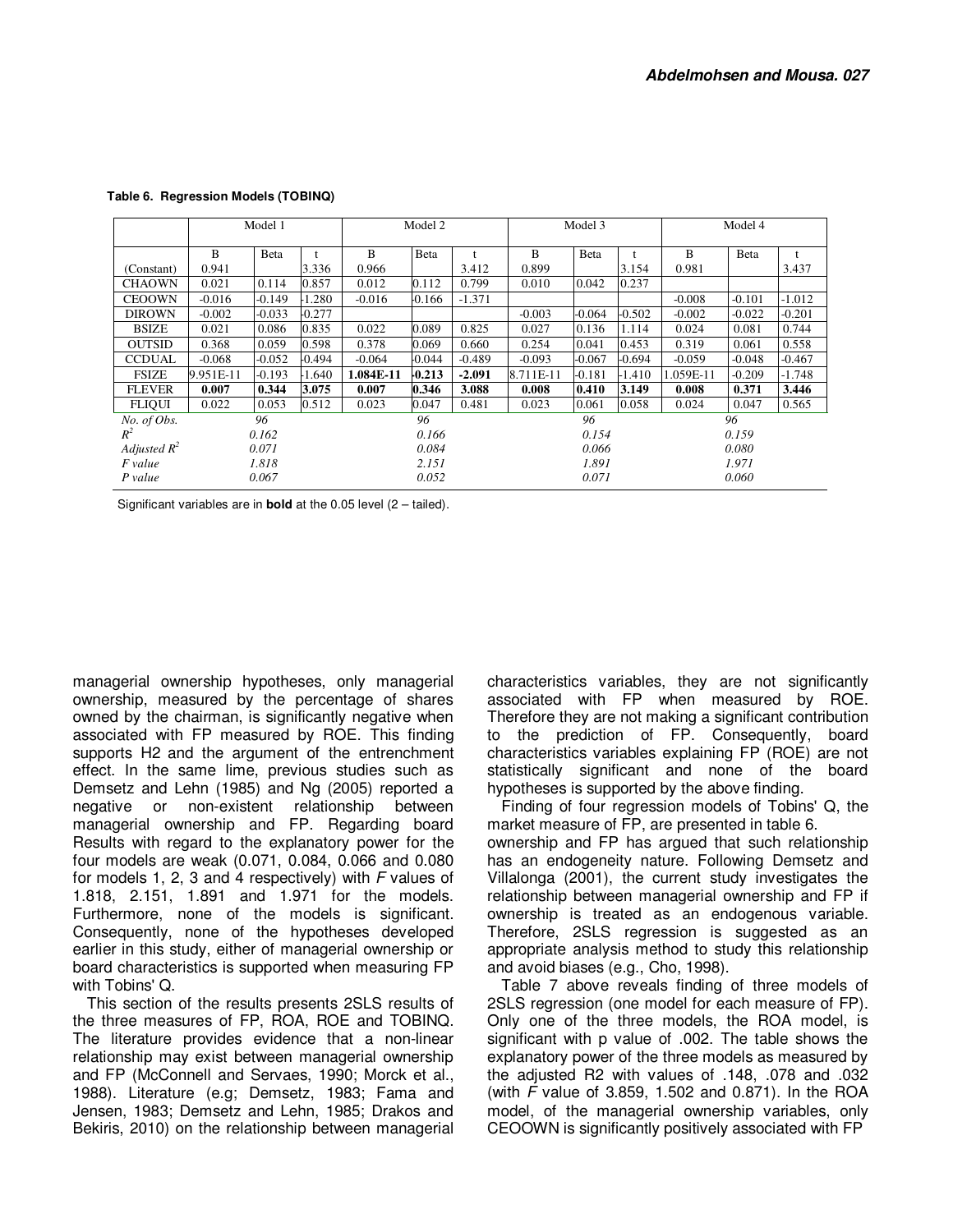**Table 6. Regression Models (TOBINQ)**

| | Model 1 | | | Model 2 | | | Model 3 | | | Model 4 | | |
|---|---|---|---|---|---|---|---|---|---|---|---|---|
| | B | Beta | t | B | Beta | t | B | Beta | t | B | Beta | t |
| (Constant) | 0.941 | | 3.336 | 0.966 | | 3.412 | 0.899 | | 3.154 | 0.981 | | 3.437 |
| CHAOWN | 0.021 | 0.114 | 0.857 | 0.012 | 0.112 | 0.799 | 0.010 | 0.042 | 0.237 | | | |
| CEOOWN | -0.016 | -0.149 | -1.280 | -0.016 | -0.166 | -1.371 | | | | -0.008 | -0.101 | -1.012 |
| DIROWN | -0.002 | -0.033 | -0.277 | | | | -0.003 | -0.064 | -0.502 | -0.002 | -0.022 | -0.201 |
| BSIZE | 0.021 | 0.086 | 0.835 | 0.022 | 0.089 | 0.825 | 0.027 | 0.136 | 1.114 | 0.024 | 0.081 | 0.744 |
| OUTSID | 0.368 | 0.059 | 0.598 | 0.378 | 0.069 | 0.660 | 0.254 | 0.041 | 0.453 | 0.319 | 0.061 | 0.558 |
| CCDUAL | -0.068 | -0.052 | -0.494 | -0.064 | -0.044 | -0.489 | -0.093 | -0.067 | -0.694 | -0.059 | -0.048 | -0.467 |
| FSIZE | 9.951E-11 | -0.193 | -1.640 | **1.084E-11** | **-0.213** | **-2.091** | 8.711E-11 | -0.181 | -1.410 | 1.059E-11 | -0.209 | -1.748 |
| FLEVER | **0.007** | **0.344** | **3.075** | **0.007** | **0.346** | **3.088** | **0.008** | **0.410** | **3.149** | **0.008** | **0.371** | **3.446** |
| FLIQUI | 0.022 | 0.053 | 0.512 | 0.023 | 0.047 | 0.481 | 0.023 | 0.061 | 0.058 | 0.024 | 0.047 | 0.565 |
| *No. of Obs.* | 96 | | | 96 | | | 96 | | | 96 | | |
| $R^2$ | 0.162 | | | 0.166 | | | 0.154 | | | 0.159 | | |
| *Adjusted* $R^2$ | 0.071 | | | 0.084 | | | 0.066 | | | 0.080 | | |
| *F value* | 1.818 | | | 2.151 | | | 1.891 | | | 1.971 | | |
| *P value* | 0.067 | | | 0.052 | | | 0.071 | | | 0.060 | | |

Significant variables are in **bold** at the 0.05 level (2 – tailed).

managerial ownership hypotheses, only managerial ownership, measured by the percentage of shares owned by the chairman, is significantly negative when associated with FP measured by ROE. This finding supports H2 and the argument of the entrenchment effect. In the same lime, previous studies such as Demsetz and Lehn (1985) and Ng (2005) reported a negative or non-existent relationship between managerial ownership and FP. Regarding board characteristics variables, they are not significantly associated with FP when measured by ROE. Therefore they are not making a significant contribution to the prediction of FP. Consequently, board characteristics variables explaining FP (ROE) are not statistically significant and none of the board hypotheses is supported by the above finding.

Finding of four regression models of Tobins' Q, the market measure of FP, are presented in table 6.

Results with regard to the explanatory power for the four models are weak (0.071, 0.084, 0.066 and 0.080 for models 1, 2, 3 and 4 respectively) with *F* values of 1.818, 2.151, 1.891 and 1.971 for the models. Furthermore, none of the models is significant. Consequently, none of the hypotheses developed earlier in this study, either of managerial ownership or board characteristics is supported when measuring FP with Tobins' Q.

This section of the results presents 2SLS results of the three measures of FP, ROA, ROE and TOBINQ. The literature provides evidence that a non-linear relationship may exist between managerial ownership and FP (McConnell and Servaes, 1990; Morck et al., 1988). Literature (e.g; Demsetz, 1983; Fama and Jensen, 1983; Demsetz and Lehn, 1985; Drakos and Bekiris, 2010) on the relationship between managerial ownership and FP has argued that such relationship has an endogeneity nature. Following Demsetz and Villalonga (2001), the current study investigates the relationship between managerial ownership and FP if ownership is treated as an endogenous variable. Therefore, 2SLS regression is suggested as an appropriate analysis method to study this relationship and avoid biases (e.g., Cho, 1998).

Table 7 above reveals finding of three models of 2SLS regression (one model for each measure of FP). Only one of the three models, the ROA model, is significant with p value of .002. The table shows the explanatory power of the three models as measured by the adjusted R2 with values of .148, .078 and .032 (with *F* value of 3.859, 1.502 and 0.871). In the ROA model, of the managerial ownership variables, only CEOOWN is significantly positively associated with FP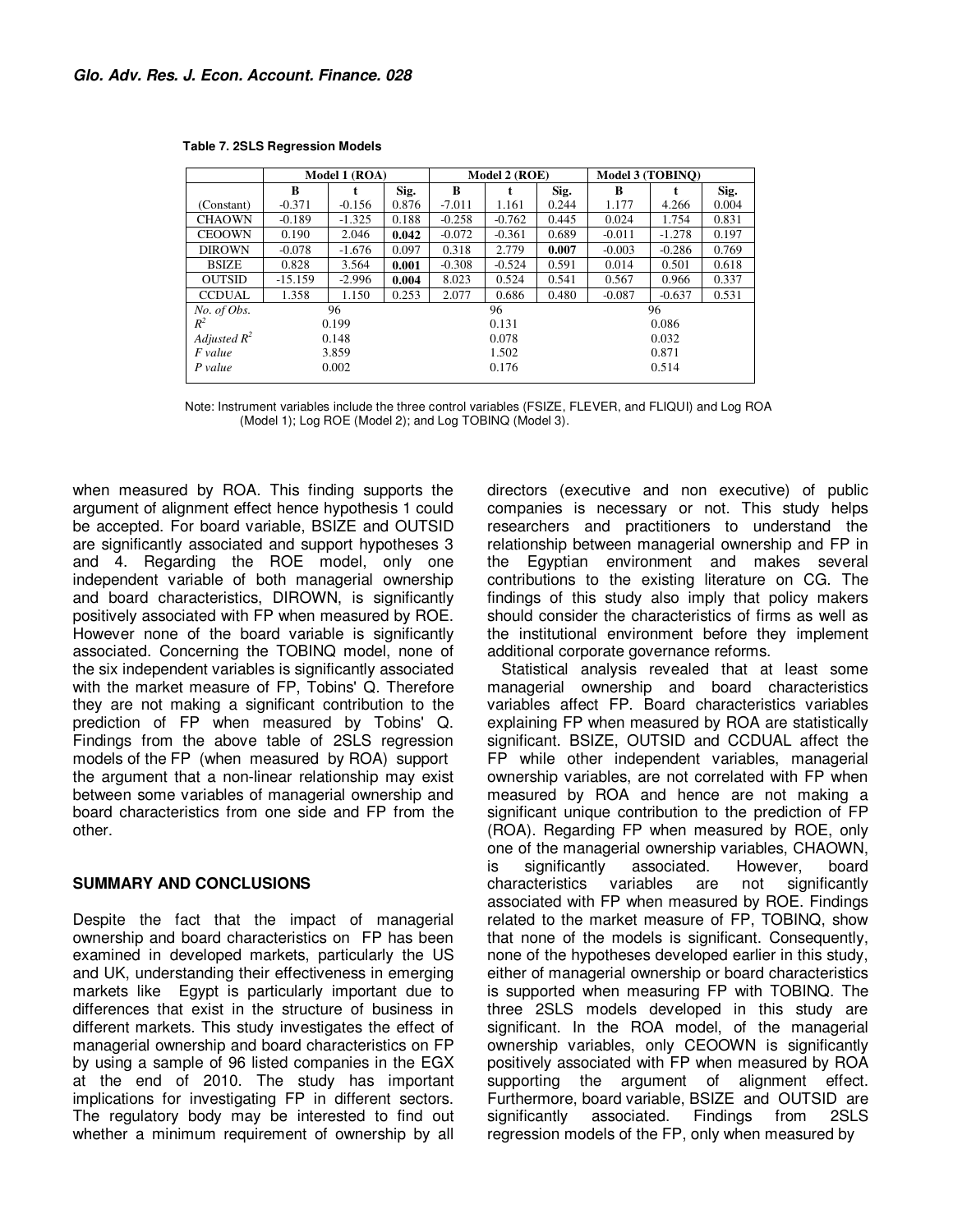**Table 7. 2SLS Regression Models**

| | Model 1 (ROA) | | | Model 2 (ROE) | | | Model 3 (TOBINQ) | | |
|---|---|---|---|---|---|---|---|---|---|
| | B | t | Sig. | B | t | Sig. | B | t | Sig. |
| (Constant) | -0.371 | -0.156 | 0.876 | -7.011 | 1.161 | 0.244 | 1.177 | 4.266 | 0.004 |
| CHAOWN | -0.189 | -1.325 | 0.188 | -0.258 | -0.762 | 0.445 | 0.024 | 1.754 | 0.831 |
| CEOOWN | 0.190 | 2.046 | **0.042** | -0.072 | -0.361 | 0.689 | -0.011 | -1.278 | 0.197 |
| DIROWN | -0.078 | -1.676 | 0.097 | 0.318 | 2.779 | **0.007** | -0.003 | -0.286 | 0.769 |
| BSIZE | 0.828 | 3.564 | **0.001** | -0.308 | -0.524 | 0.591 | 0.014 | 0.501 | 0.618 |
| OUTSID | -15.159 | -2.996 | **0.004** | 8.023 | 0.524 | 0.541 | 0.567 | 0.966 | 0.337 |
| CCDUAL | 1.358 | 1.150 | 0.253 | 2.077 | 0.686 | 0.480 | -0.087 | -0.637 | 0.531 |
| *No. of Obs.* | 96 | | | 96 | | | 96 | | |
| $R^2$ | 0.199 | | | 0.131 | | | 0.086 | | |
| *Adjusted* $R^2$ | 0.148 | | | 0.078 | | | 0.032 | | |
| *F value* | 3.859 | | | 1.502 | | | 0.871 | | |
| *P value* | 0.002 | | | 0.176 | | | 0.514 | | |

Note: Instrument variables include the three control variables (FSIZE, FLEVER, and FLIQUI) and Log ROA (Model 1); Log ROE (Model 2); and Log TOBINQ (Model 3).

when measured by ROA. This finding supports the argument of alignment effect hence hypothesis 1 could be accepted. For board variable, BSIZE and OUTSID are significantly associated and support hypotheses 3 and 4. Regarding the ROE model, only one independent variable of both managerial ownership and board characteristics, DIROWN, is significantly positively associated with FP when measured by ROE. However none of the board variable is significantly associated. Concerning the TOBINQ model, none of the six independent variables is significantly associated with the market measure of FP, Tobins' Q. Therefore they are not making a significant contribution to the prediction of FP when measured by Tobins' Q. Findings from the above table of 2SLS regression models of the FP (when measured by ROA) support the argument that a non-linear relationship may exist between some variables of managerial ownership and board characteristics from one side and FP from the other.

## SUMMARY AND CONCLUSIONS

Despite the fact that the impact of managerial ownership and board characteristics on FP has been examined in developed markets, particularly the US and UK, understanding their effectiveness in emerging markets like Egypt is particularly important due to differences that exist in the structure of business in different markets. This study investigates the effect of managerial ownership and board characteristics on FP by using a sample of 96 listed companies in the EGX at the end of 2010. The study has important implications for investigating FP in different sectors. The regulatory body may be interested to find out whether a minimum requirement of ownership by all directors (executive and non executive) of public companies is necessary or not. This study helps researchers and practitioners to understand the relationship between managerial ownership and FP in the Egyptian environment and makes several contributions to the existing literature on CG. The findings of this study also imply that policy makers should consider the characteristics of firms as well as the institutional environment before they implement additional corporate governance reforms.

Statistical analysis revealed that at least some managerial ownership and board characteristics variables affect FP. Board characteristics variables explaining FP when measured by ROA are statistically significant. BSIZE, OUTSID and CCDUAL affect the FP while other independent variables, managerial ownership variables, are not correlated with FP when measured by ROA and hence are not making a significant unique contribution to the prediction of FP (ROA). Regarding FP when measured by ROE, only one of the managerial ownership variables, CHAOWN, is significantly associated. However, board characteristics variables are not significantly associated with FP when measured by ROE. Findings related to the market measure of FP, TOBINQ, show that none of the models is significant. Consequently, none of the hypotheses developed earlier in this study, either of managerial ownership or board characteristics is supported when measuring FP with TOBINQ. The three 2SLS models developed in this study are significant. In the ROA model, of the managerial ownership variables, only CEOOWN is significantly positively associated with FP when measured by ROA supporting the argument of alignment effect. Furthermore, board variable, BSIZE and OUTSID are significantly associated. Findings from 2SLS regression models of the FP, only when measured by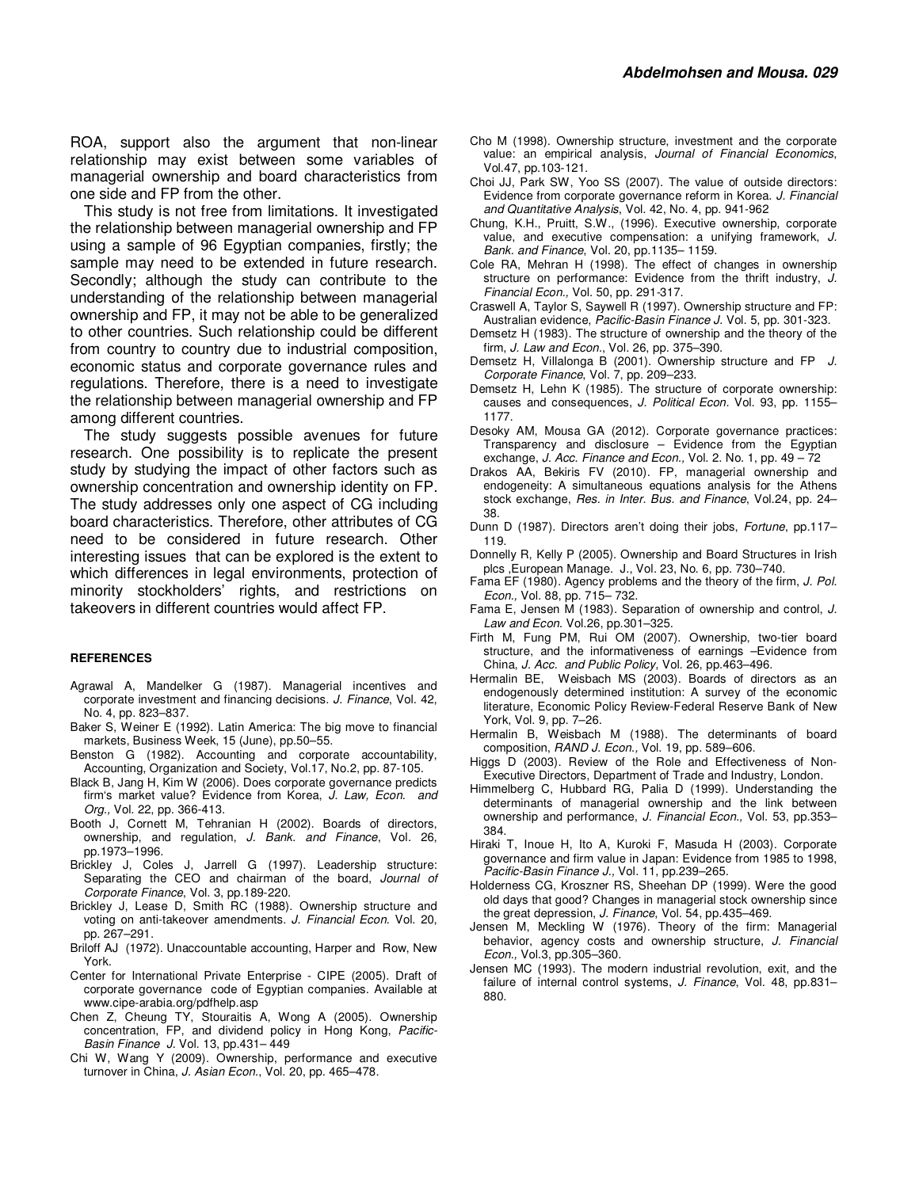ROA, support also the argument that non-linear relationship may exist between some variables of managerial ownership and board characteristics from one side and FP from the other.

This study is not free from limitations. It investigated the relationship between managerial ownership and FP using a sample of 96 Egyptian companies, firstly; the sample may need to be extended in future research. Secondly; although the study can contribute to the understanding of the relationship between managerial ownership and FP, it may not be able to be generalized to other countries. Such relationship could be different from country to country due to industrial composition, economic status and corporate governance rules and regulations. Therefore, there is a need to investigate the relationship between managerial ownership and FP among different countries.

The study suggests possible avenues for future research. One possibility is to replicate the present study by studying the impact of other factors such as ownership concentration and ownership identity on FP. The study addresses only one aspect of CG including board characteristics. Therefore, other attributes of CG need to be considered in future research. Other interesting issues that can be explored is the extent to which differences in legal environments, protection of minority stockholders' rights, and restrictions on takeovers in different countries would affect FP.

### REFERENCES

Agrawal A, Mandelker G (1987). Managerial incentives and corporate investment and financing decisions. *J. Finance*, Vol. 42, No. 4, pp. 823–837.

Baker S, Weiner E (1992). Latin America: The big move to financial markets, Business Week, 15 (June), pp.50–55.

Benston G (1982). Accounting and corporate accountability, Accounting, Organization and Society, Vol.17, No.2, pp. 87-105.

Black B, Jang H, Kim W (2006). Does corporate governance predicts firm's market value? Evidence from Korea, *J. Law, Econ. and Org.,* Vol. 22, pp. 366-413.

Booth J, Cornett M, Tehranian H (2002). Boards of directors, ownership, and regulation, *J. Bank. and Finance*, Vol. 26, pp.1973–1996.

Brickley J, Coles J, Jarrell G (1997). Leadership structure: Separating the CEO and chairman of the board, *Journal of Corporate Finance*, Vol. 3, pp.189-220.

Brickley J, Lease D, Smith RC (1988). Ownership structure and voting on anti-takeover amendments. *J. Financial Econ.* Vol. 20, pp. 267–291.

Briloff AJ (1972). Unaccountable accounting, Harper and Row, New York.

Center for International Private Enterprise - CIPE (2005). Draft of corporate governance code of Egyptian companies. Available at www.cipe-arabia.org/pdfhelp.asp

Chen Z, Cheung TY, Stouraitis A, Wong A (2005). Ownership concentration, FP, and dividend policy in Hong Kong, *Pacific-Basin Finance J.* Vol. 13, pp.431– 449

Chi W, Wang Y (2009). Ownership, performance and executive turnover in China, *J. Asian Econ.*, Vol. 20, pp. 465–478.

Cho M (1998). Ownership structure, investment and the corporate value: an empirical analysis, *Journal of Financial Economics*, Vol.47, pp.103-121.

Choi JJ, Park SW, Yoo SS (2007). The value of outside directors: Evidence from corporate governance reform in Korea. *J. Financial and Quantitative Analysis*, Vol. 42, No. 4, pp. 941-962

Chung, K.H., Pruitt, S.W., (1996). Executive ownership, corporate value, and executive compensation: a unifying framework, *J. Bank. and Finance*, Vol. 20, pp.1135– 1159.

Cole RA, Mehran H (1998). The effect of changes in ownership structure on performance: Evidence from the thrift industry, *J. Financial Econ.,* Vol. 50, pp. 291-317.

Craswell A, Taylor S, Saywell R (1997). Ownership structure and FP: Australian evidence, *Pacific-Basin Finance J.* Vol. 5, pp. 301-323.

Demsetz H (1983). The structure of ownership and the theory of the firm, *J. Law and Econ.*, Vol. 26, pp. 375–390.

Demsetz H, Villalonga B (2001). Ownership structure and FP *J. Corporate Finance*, Vol. 7, pp. 209–233.

Demsetz H, Lehn K (1985). The structure of corporate ownership: causes and consequences, *J. Political Econ.* Vol. 93, pp. 1155–1177.

Desoky AM, Mousa GA (2012). Corporate governance practices: Transparency and disclosure – Evidence from the Egyptian exchange, *J. Acc. Finance and Econ.,* Vol. 2. No. 1, pp. 49 – 72

Drakos AA, Bekiris FV (2010). FP, managerial ownership and endogeneity: A simultaneous equations analysis for the Athens stock exchange, *Res. in Inter. Bus. and Finance*, Vol.24, pp. 24–38.

Dunn D (1987). Directors aren't doing their jobs, *Fortune*, pp.117–119.

Donnelly R, Kelly P (2005). Ownership and Board Structures in Irish plcs ,European Manage. J., Vol. 23, No. 6, pp. 730–740.

Fama EF (1980). Agency problems and the theory of the firm, *J. Pol. Econ.,* Vol. 88, pp. 715– 732.

Fama E, Jensen M (1983). Separation of ownership and control, *J. Law and Econ.* Vol.26, pp.301–325.

Firth M, Fung PM, Rui OM (2007). Ownership, two-tier board structure, and the informativeness of earnings –Evidence from China, *J. Acc. and Public Policy*, Vol. 26, pp.463–496.

Hermalin BE, Weisbach MS (2003). Boards of directors as an endogenously determined institution: A survey of the economic literature, Economic Policy Review-Federal Reserve Bank of New York, Vol. 9, pp. 7–26.

Hermalin B, Weisbach M (1988). The determinants of board composition, *RAND J. Econ.,* Vol. 19, pp. 589–606.

Higgs D (2003). Review of the Role and Effectiveness of Non-Executive Directors, Department of Trade and Industry, London.

Himmelberg C, Hubbard RG, Palia D (1999). Understanding the determinants of managerial ownership and the link between ownership and performance, *J. Financial Econ.,* Vol. 53, pp.353–384.

Hiraki T, Inoue H, Ito A, Kuroki F, Masuda H (2003). Corporate governance and firm value in Japan: Evidence from 1985 to 1998, *Pacific-Basin Finance J.,* Vol. 11, pp.239–265.

Holderness CG, Kroszner RS, Sheehan DP (1999). Were the good old days that good? Changes in managerial stock ownership since the great depression, *J. Finance*, Vol. 54, pp.435–469.

Jensen M, Meckling W (1976). Theory of the firm: Managerial behavior, agency costs and ownership structure, *J. Financial Econ.,* Vol.3, pp.305–360.

Jensen MC (1993). The modern industrial revolution, exit, and the failure of internal control systems, *J. Finance*, Vol. 48, pp.831–880.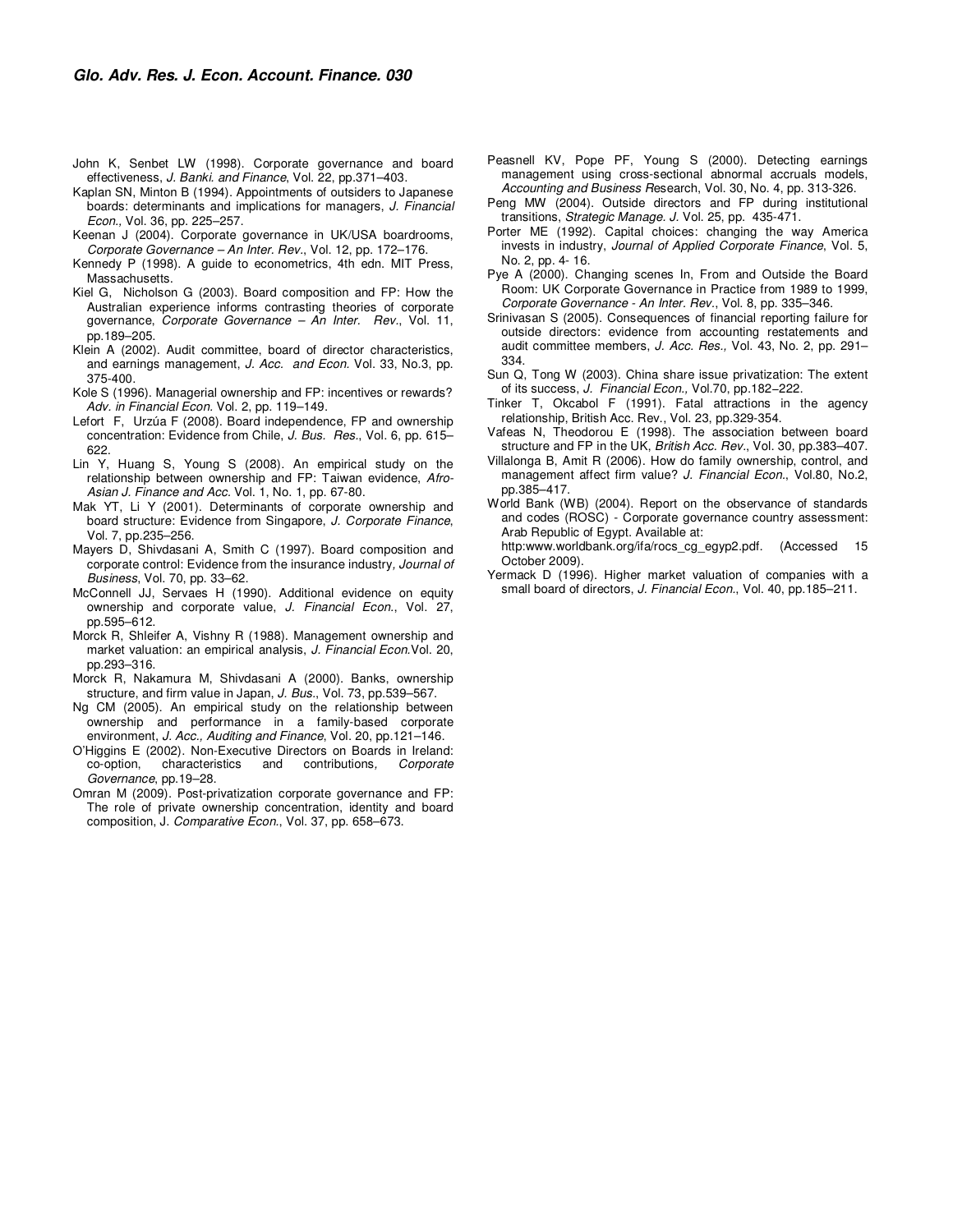John K, Senbet LW (1998). Corporate governance and board effectiveness, *J. Banki. and Finance*, Vol. 22, pp.371–403.

Kaplan SN, Minton B (1994). Appointments of outsiders to Japanese boards: determinants and implications for managers, *J. Financial Econ.,* Vol. 36, pp. 225–257.

Keenan J (2004). Corporate governance in UK/USA boardrooms, *Corporate Governance – An Inter. Rev.*, Vol. 12, pp. 172–176.

Kennedy P (1998). A guide to econometrics, 4th edn. MIT Press, Massachusetts.

Kiel G, Nicholson G (2003). Board composition and FP: How the Australian experience informs contrasting theories of corporate governance, *Corporate Governance – An Inter. Rev.*, Vol. 11, pp.189–205.

Klein A (2002). Audit committee, board of director characteristics, and earnings management, *J. Acc. and Econ.* Vol. 33, No.3, pp. 375-400.

Kole S (1996). Managerial ownership and FP: incentives or rewards? *Adv. in Financial Econ.* Vol. 2, pp. 119–149.

Lefort F, Urzúa F (2008). Board independence, FP and ownership concentration: Evidence from Chile, *J. Bus. Res.*, Vol. 6, pp. 615–622.

Lin Y, Huang S, Young S (2008). An empirical study on the relationship between ownership and FP: Taiwan evidence, *Afro-Asian J. Finance and Acc.* Vol. 1, No. 1, pp. 67-80.

Mak YT, Li Y (2001). Determinants of corporate ownership and board structure: Evidence from Singapore, *J. Corporate Finance*, Vol. 7, pp.235–256.

Mayers D, Shivdasani A, Smith C (1997). Board composition and corporate control: Evidence from the insurance industry, *Journal of Business*, Vol. 70, pp. 33–62.

McConnell JJ, Servaes H (1990). Additional evidence on equity ownership and corporate value, *J. Financial Econ.*, Vol. 27, pp.595–612.

Morck R, Shleifer A, Vishny R (1988). Management ownership and market valuation: an empirical analysis, *J. Financial Econ.*Vol. 20, pp.293–316.

Morck R, Nakamura M, Shivdasani A (2000). Banks, ownership structure, and firm value in Japan, *J. Bus.*, Vol. 73, pp.539–567.

Ng CM (2005). An empirical study on the relationship between ownership and performance in a family-based corporate environment, *J. Acc., Auditing and Finance*, Vol. 20, pp.121–146.

O'Higgins E (2002). Non-Executive Directors on Boards in Ireland: co-option, characteristics and contributions, *Corporate Governance*, pp.19–28.

Omran M (2009). Post-privatization corporate governance and FP: The role of private ownership concentration, identity and board composition, J. *Comparative Econ.*, Vol. 37, pp. 658–673.

Peasnell KV, Pope PF, Young S (2000). Detecting earnings management using cross-sectional abnormal accruals models, *Accounting and Business R*esearch, Vol. 30, No. 4, pp. 313-326.

Peng MW (2004). Outside directors and FP during institutional transitions, *Strategic Manage. J.* Vol. 25, pp. 435-471.

Porter ME (1992). Capital choices: changing the way America invests in industry, *Journal of Applied Corporate Finance*, Vol. 5, No. 2, pp. 4- 16.

Pye A (2000). Changing scenes In, From and Outside the Board Room: UK Corporate Governance in Practice from 1989 to 1999, *Corporate Governance - An Inter. Rev.*, Vol. 8, pp. 335–346.

Srinivasan S (2005). Consequences of financial reporting failure for outside directors: evidence from accounting restatements and audit committee members, *J. Acc. Res.,* Vol. 43, No. 2, pp. 291–334.

Sun Q, Tong W (2003). China share issue privatization: The extent of its success, *J. Financial Econ.*, Vol.70, pp.182–222.

Tinker T, Okcabol F (1991). Fatal attractions in the agency relationship, British Acc. Rev., Vol. 23, pp.329-354.

Vafeas N, Theodorou E (1998). The association between board structure and FP in the UK, *British Acc. Rev.*, Vol. 30, pp.383–407.

Villalonga B, Amit R (2006). How do family ownership, control, and management affect firm value? *J. Financial Econ.*, Vol.80, No.2, pp.385–417.

World Bank (WB) (2004). Report on the observance of standards and codes (ROSC) - Corporate governance country assessment: Arab Republic of Egypt. Available at: http:www.worldbank.org/ifa/rocs_cg_egyp2.pdf. (Accessed 15 October 2009).

Yermack D (1996). Higher market valuation of companies with a small board of directors, *J. Financial Econ.*, Vol. 40, pp.185–211.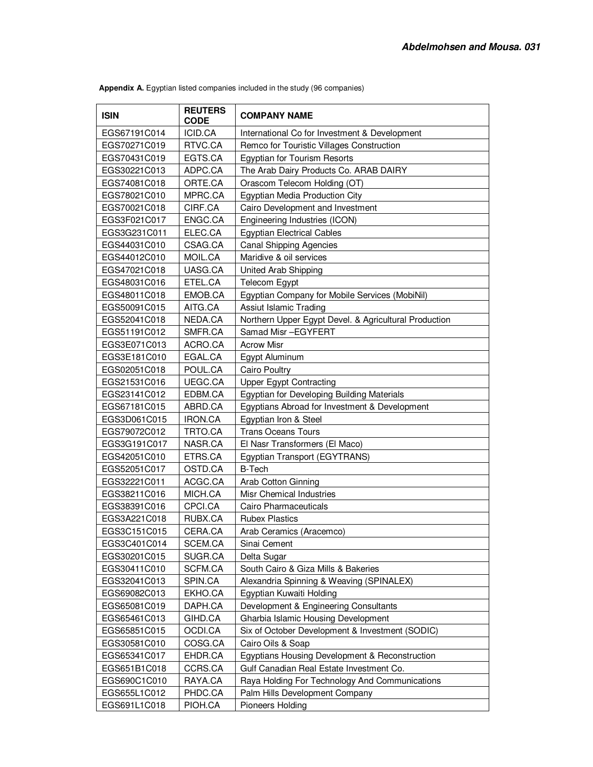**Appendix A.** Egyptian listed companies included in the study (96 companies)

| ISIN | REUTERS CODE | COMPANY NAME |
|---|---|---|
| EGS67191C014 | ICID.CA | International Co for Investment & Development |
| EGS70271C019 | RTVC.CA | Remco for Touristic Villages Construction |
| EGS70431C019 | EGTS.CA | Egyptian for Tourism Resorts |
| EGS30221C013 | ADPC.CA | The Arab Dairy Products Co. ARAB DAIRY |
| EGS74081C018 | ORTE.CA | Orascom Telecom Holding (OT) |
| EGS78021C010 | MPRC.CA | Egyptian Media Production City |
| EGS70021C018 | CIRF.CA | Cairo Development and Investment |
| EGS3F021C017 | ENGC.CA | Engineering Industries (ICON) |
| EGS3G231C011 | ELEC.CA | Egyptian Electrical Cables |
| EGS44031C010 | CSAG.CA | Canal Shipping Agencies |
| EGS44012C010 | MOIL.CA | Maridive & oil services |
| EGS47021C018 | UASG.CA | United Arab Shipping |
| EGS48031C016 | ETEL.CA | Telecom Egypt |
| EGS48011C018 | EMOB.CA | Egyptian Company for Mobile Services (MobiNil) |
| EGS50091C015 | AITG.CA | Assiut Islamic Trading |
| EGS52041C018 | NEDA.CA | Northern Upper Egypt Devel. & Agricultural Production |
| EGS51191C012 | SMFR.CA | Samad Misr –EGYFERT |
| EGS3E071C013 | ACRO.CA | Acrow Misr |
| EGS3E181C010 | EGAL.CA | Egypt Aluminum |
| EGS02051C018 | POUL.CA | Cairo Poultry |
| EGS21531C016 | UEGC.CA | Upper Egypt Contracting |
| EGS23141C012 | EDBM.CA | Egyptian for Developing Building Materials |
| EGS67181C015 | ABRD.CA | Egyptians Abroad for Investment & Development |
| EGS3D061C015 | IRON.CA | Egyptian Iron & Steel |
| EGS79072C012 | TRTO.CA | Trans Oceans Tours |
| EGS3G191C017 | NASR.CA | El Nasr Transformers (El Maco) |
| EGS42051C010 | ETRS.CA | Egyptian Transport (EGYTRANS) |
| EGS52051C017 | OSTD.CA | B-Tech |
| EGS32221C011 | ACGC.CA | Arab Cotton Ginning |
| EGS38211C016 | MICH.CA | Misr Chemical Industries |
| EGS38391C016 | CPCI.CA | Cairo Pharmaceuticals |
| EGS3A221C018 | RUBX.CA | Rubex Plastics |
| EGS3C151C015 | CERA.CA | Arab Ceramics (Aracemco) |
| EGS3C401C014 | SCEM.CA | Sinai Cement |
| EGS30201C015 | SUGR.CA | Delta Sugar |
| EGS30411C010 | SCFM.CA | South Cairo & Giza Mills & Bakeries |
| EGS32041C013 | SPIN.CA | Alexandria Spinning & Weaving (SPINALEX) |
| EGS69082C013 | EKHO.CA | Egyptian Kuwaiti Holding |
| EGS65081C019 | DAPH.CA | Development & Engineering Consultants |
| EGS65461C013 | GIHD.CA | Gharbia Islamic Housing Development |
| EGS65851C015 | OCDI.CA | Six of October Development & Investment (SODIC) |
| EGS30581C010 | COSG.CA | Cairo Oils & Soap |
| EGS65341C017 | EHDR.CA | Egyptians Housing Development & Reconstruction |
| EGS651B1C018 | CCRS.CA | Gulf Canadian Real Estate Investment Co. |
| EGS690C1C010 | RAYA.CA | Raya Holding For Technology And Communications |
| EGS655L1C012 | PHDC.CA | Palm Hills Development Company |
| EGS691L1C018 | PIOH.CA | Pioneers Holding |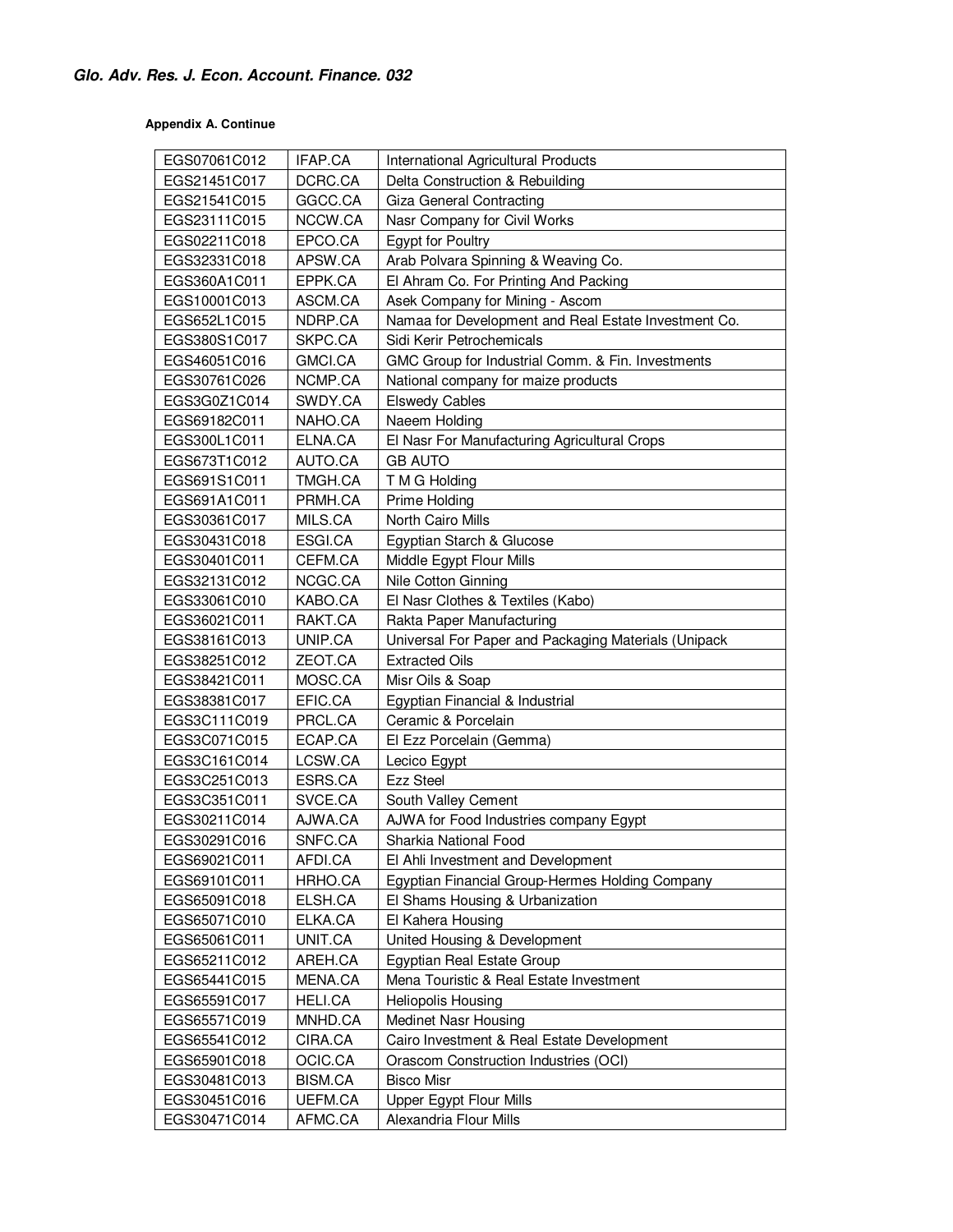**Appendix A. Continue**

| | | |
|---|---|---|
| EGS07061C012 | IFAP.CA | International Agricultural Products |
| EGS21451C017 | DCRC.CA | Delta Construction & Rebuilding |
| EGS21541C015 | GGCC.CA | Giza General Contracting |
| EGS23111C015 | NCCW.CA | Nasr Company for Civil Works |
| EGS02211C018 | EPCO.CA | Egypt for Poultry |
| EGS32331C018 | APSW.CA | Arab Polvara Spinning & Weaving Co. |
| EGS360A1C011 | EPPK.CA | El Ahram Co. For Printing And Packing |
| EGS10001C013 | ASCM.CA | Asek Company for Mining - Ascom |
| EGS652L1C015 | NDRP.CA | Namaa for Development and Real Estate Investment Co. |
| EGS380S1C017 | SKPC.CA | Sidi Kerir Petrochemicals |
| EGS46051C016 | GMCI.CA | GMC Group for Industrial Comm. & Fin. Investments |
| EGS30761C026 | NCMP.CA | National company for maize products |
| EGS3G0Z1C014 | SWDY.CA | Elswedy Cables |
| EGS69182C011 | NAHO.CA | Naeem Holding |
| EGS300L1C011 | ELNA.CA | El Nasr For Manufacturing Agricultural Crops |
| EGS673T1C012 | AUTO.CA | GB AUTO |
| EGS691S1C011 | TMGH.CA | T M G Holding |
| EGS691A1C011 | PRMH.CA | Prime Holding |
| EGS30361C017 | MILS.CA | North Cairo Mills |
| EGS30431C018 | ESGI.CA | Egyptian Starch & Glucose |
| EGS30401C011 | CEFM.CA | Middle Egypt Flour Mills |
| EGS32131C012 | NCGC.CA | Nile Cotton Ginning |
| EGS33061C010 | KABO.CA | El Nasr Clothes & Textiles (Kabo) |
| EGS36021C011 | RAKT.CA | Rakta Paper Manufacturing |
| EGS38161C013 | UNIP.CA | Universal For Paper and Packaging Materials (Unipack |
| EGS38251C012 | ZEOT.CA | Extracted Oils |
| EGS38421C011 | MOSC.CA | Misr Oils & Soap |
| EGS38381C017 | EFIC.CA | Egyptian Financial & Industrial |
| EGS3C111C019 | PRCL.CA | Ceramic & Porcelain |
| EGS3C071C015 | ECAP.CA | El Ezz Porcelain (Gemma) |
| EGS3C161C014 | LCSW.CA | Lecico Egypt |
| EGS3C251C013 | ESRS.CA | Ezz Steel |
| EGS3C351C011 | SVCE.CA | South Valley Cement |
| EGS30211C014 | AJWA.CA | AJWA for Food Industries company Egypt |
| EGS30291C016 | SNFC.CA | Sharkia National Food |
| EGS69021C011 | AFDI.CA | El Ahli Investment and Development |
| EGS69101C011 | HRHO.CA | Egyptian Financial Group-Hermes Holding Company |
| EGS65091C018 | ELSH.CA | El Shams Housing & Urbanization |
| EGS65071C010 | ELKA.CA | El Kahera Housing |
| EGS65061C011 | UNIT.CA | United Housing & Development |
| EGS65211C012 | AREH.CA | Egyptian Real Estate Group |
| EGS65441C015 | MENA.CA | Mena Touristic & Real Estate Investment |
| EGS65591C017 | HELI.CA | Heliopolis Housing |
| EGS65571C019 | MNHD.CA | Medinet Nasr Housing |
| EGS65541C012 | CIRA.CA | Cairo Investment & Real Estate Development |
| EGS65901C018 | OCIC.CA | Orascom Construction Industries (OCI) |
| EGS30481C013 | BISM.CA | Bisco Misr |
| EGS30451C016 | UEFM.CA | Upper Egypt Flour Mills |
| EGS30471C014 | AFMC.CA | Alexandria Flour Mills |